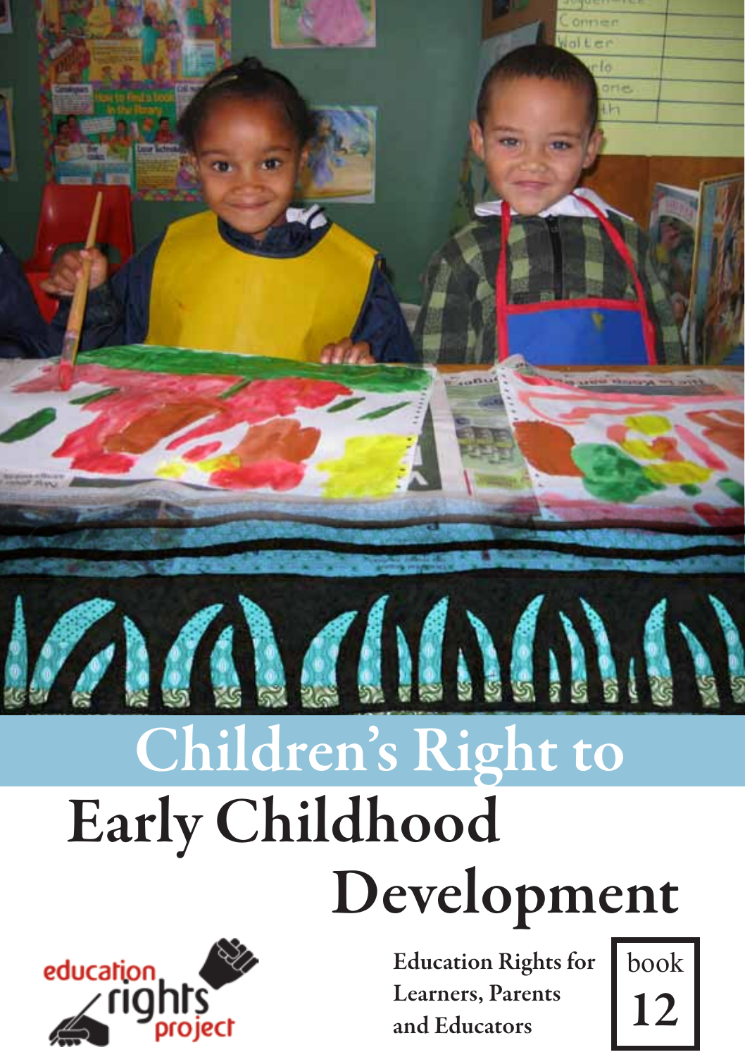# Children's Right to Early Childhood Development

education rights project

Education Rights for Learners, Parents and Educators

book 12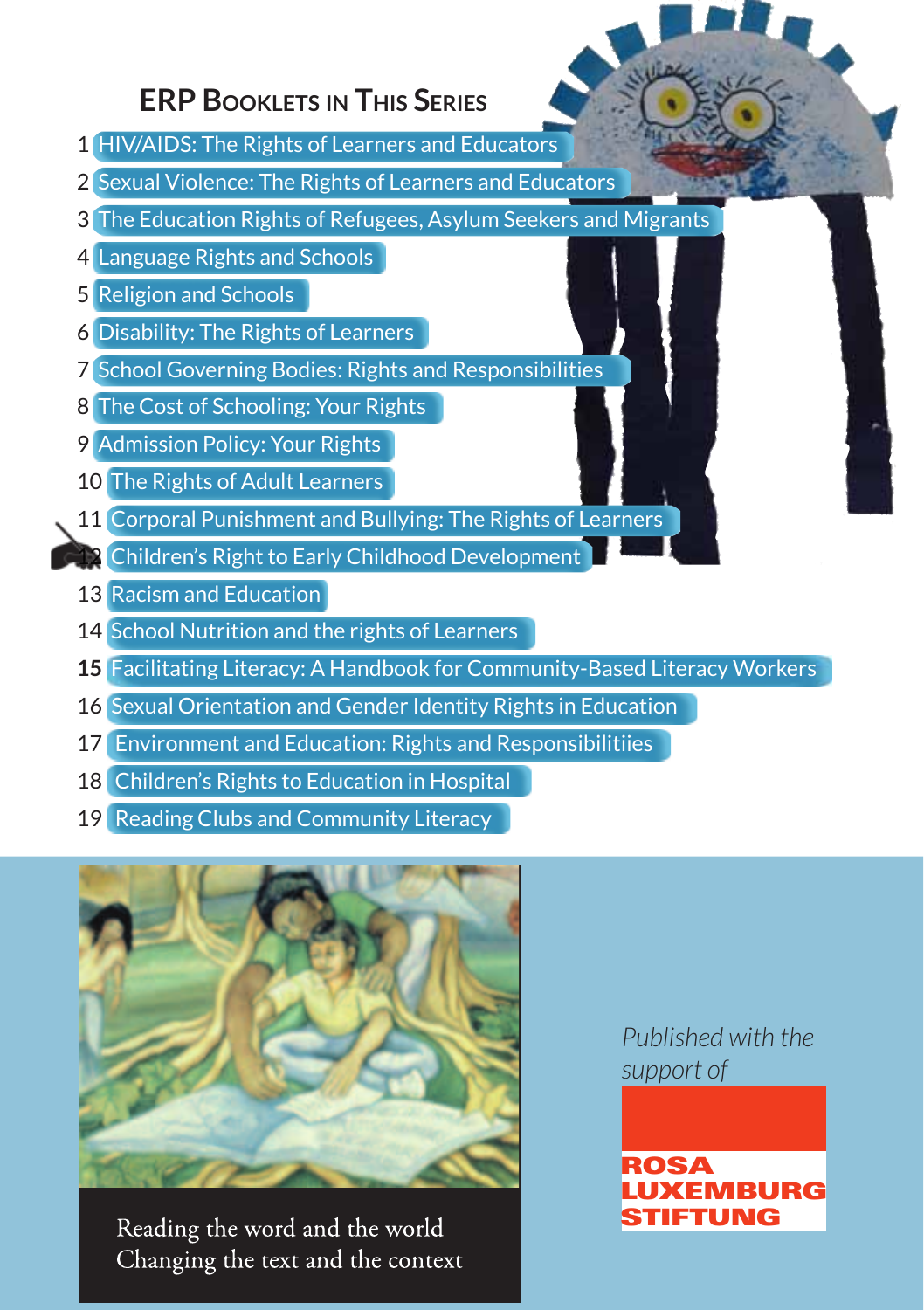## ERP Booklets in This Series

1. HIV/AIDS: The Rights of Learners and Educators
2. Sexual Violence: The Rights of Learners and Educators
3. The Education Rights of Refugees, Asylum Seekers and Migrants
4. Language Rights and Schools
5. Religion and Schools
6. Disability: The Rights of Learners
7. School Governing Bodies: Rights and Responsibilities
8. The Cost of Schooling: Your Rights
9. Admission Policy: Your Rights
10. The Rights of Adult Learners
11. Corporal Punishment and Bullying: The Rights of Learners
12. Children's Right to Early Childhood Development
13. Racism and Education
14. School Nutrition and the rights of Learners
15. **Facilitating Literacy: A Handbook for Community-Based Literacy Workers**
16. Sexual Orientation and Gender Identity Rights in Education
17. Environment and Education: Rights and Responsibilitiies
18. Children's Rights to Education in Hospital
19. Reading Clubs and Community Literacy

Reading the word and the world
Changing the text and the context

*Published with the support of*

ROSA LUXEMBURG STIFTUNG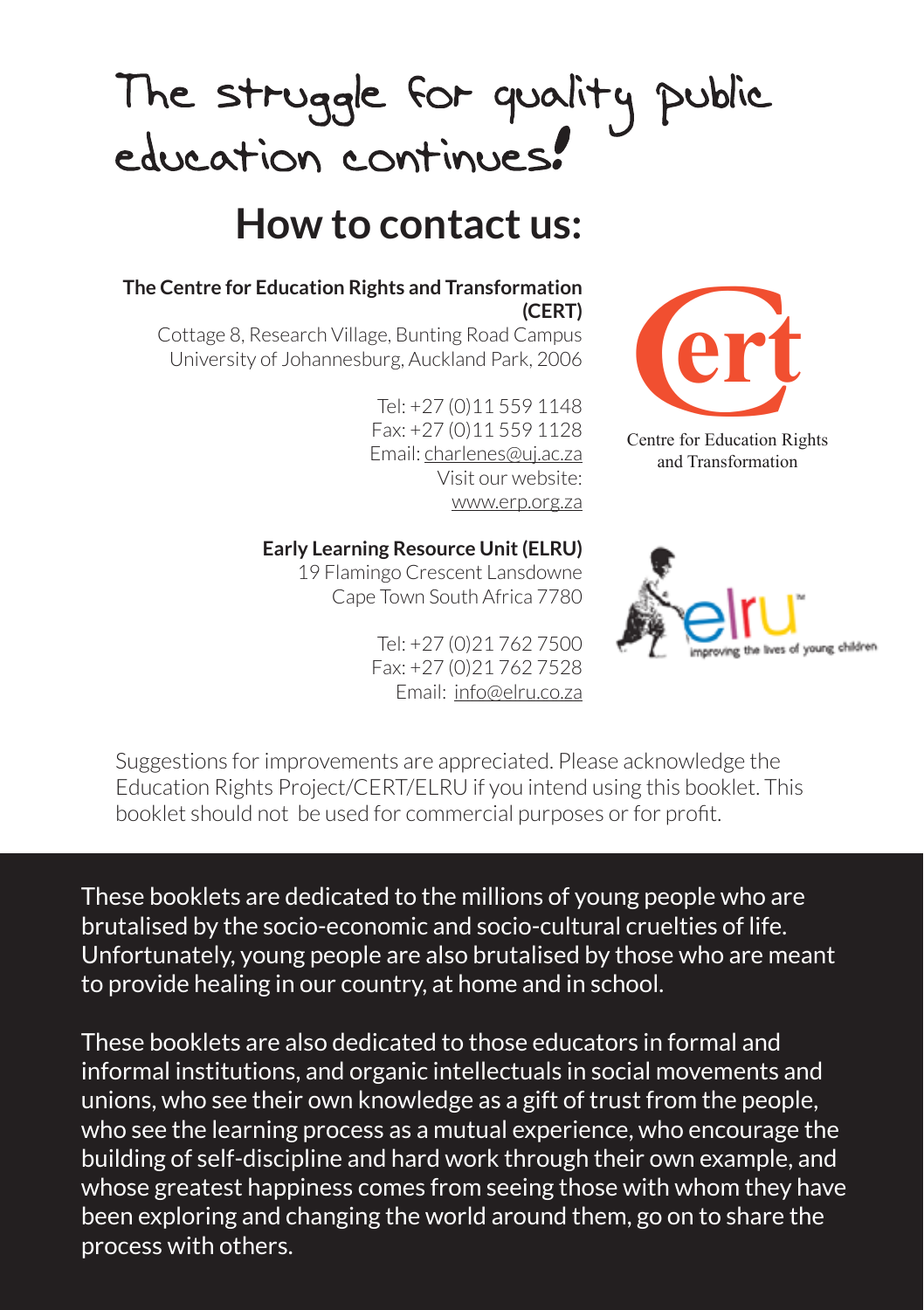# The struggle for quality public education continues!

## How to contact us:

**The Centre for Education Rights and Transformation (CERT)**
Cottage 8, Research Village, Bunting Road Campus
University of Johannesburg, Auckland Park, 2006

Tel: +27 (0)11 559 1148
Fax: +27 (0)11 559 1128
Email: charlenes@uj.ac.za
Visit our website:
www.erp.org.za

Centre for Education Rights and Transformation

**Early Learning Resource Unit (ELRU)**
19 Flamingo Crescent Lansdowne
Cape Town South Africa 7780

Tel: +27 (0)21 762 7500
Fax: +27 (0)21 762 7528
Email: info@elru.co.za

improving the lives of young children

Suggestions for improvements are appreciated. Please acknowledge the Education Rights Project/CERT/ELRU if you intend using this booklet. This booklet should not be used for commercial purposes or for profit.

These booklets are dedicated to the millions of young people who are brutalised by the socio-economic and socio-cultural cruelties of life. Unfortunately, young people are also brutalised by those who are meant to provide healing in our country, at home and in school.

These booklets are also dedicated to those educators in formal and informal institutions, and organic intellectuals in social movements and unions, who see their own knowledge as a gift of trust from the people, who see the learning process as a mutual experience, who encourage the building of self-discipline and hard work through their own example, and whose greatest happiness comes from seeing those with whom they have been exploring and changing the world around them, go on to share the process with others.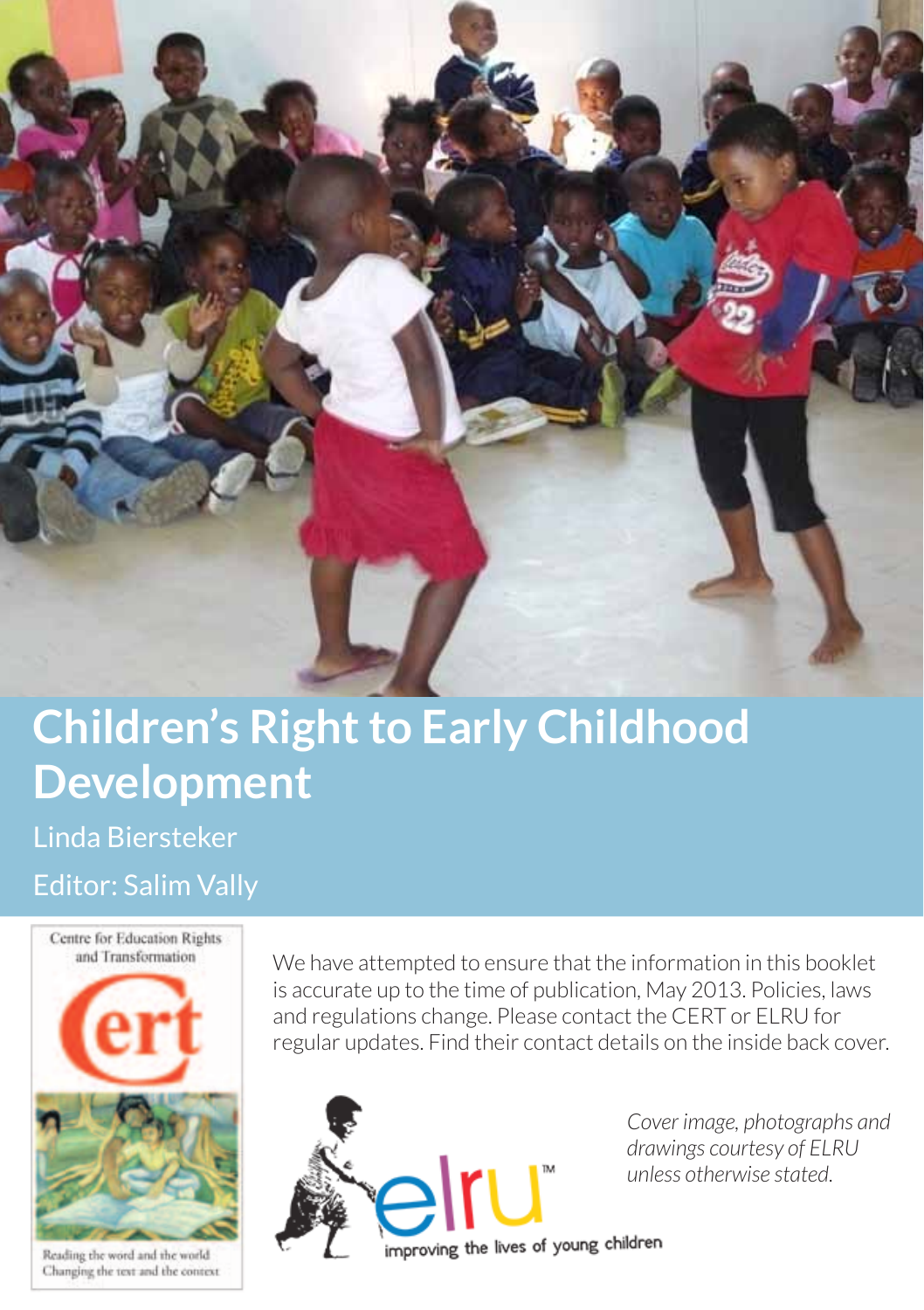# Children's Right to Early Childhood Development

Linda Biersteker

Editor: Salim Vally

Centre for Education Rights and Transformation

cert

Reading the word and the world
Changing the text and the context

We have attempted to ensure that the information in this booklet is accurate up to the time of publication, May 2013. Policies, laws and regulations change. Please contact the CERT or ELRU for regular updates. Find their contact details on the inside back cover.

elru™

improving the lives of young children

*Cover image, photographs and drawings courtesy of ELRU unless otherwise stated.*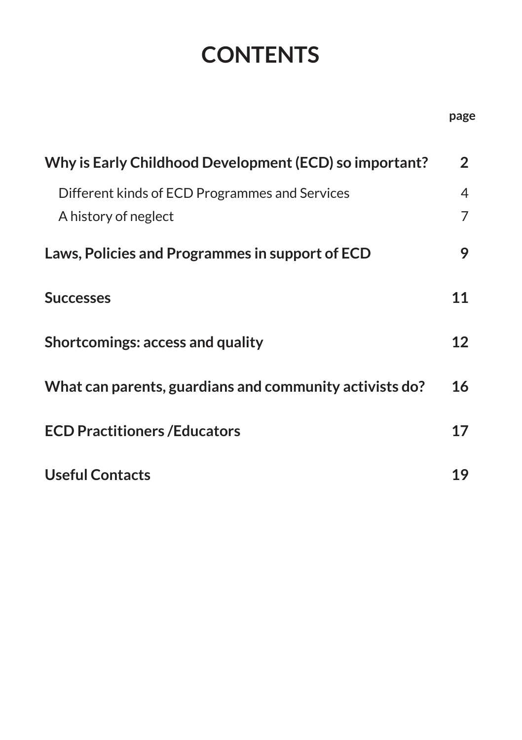# CONTENTS

| | page |
|---|---|
| **Why is Early Childhood Development (ECD) so important?** | **2** |
| Different kinds of ECD Programmes and Services | 4 |
| A history of neglect | 7 |
| **Laws, Policies and Programmes in support of ECD** | **9** |
| **Successes** | **11** |
| **Shortcomings: access and quality** | **12** |
| **What can parents, guardians and community activists do?** | **16** |
| **ECD Practitioners /Educators** | **17** |
| **Useful Contacts** | **19** |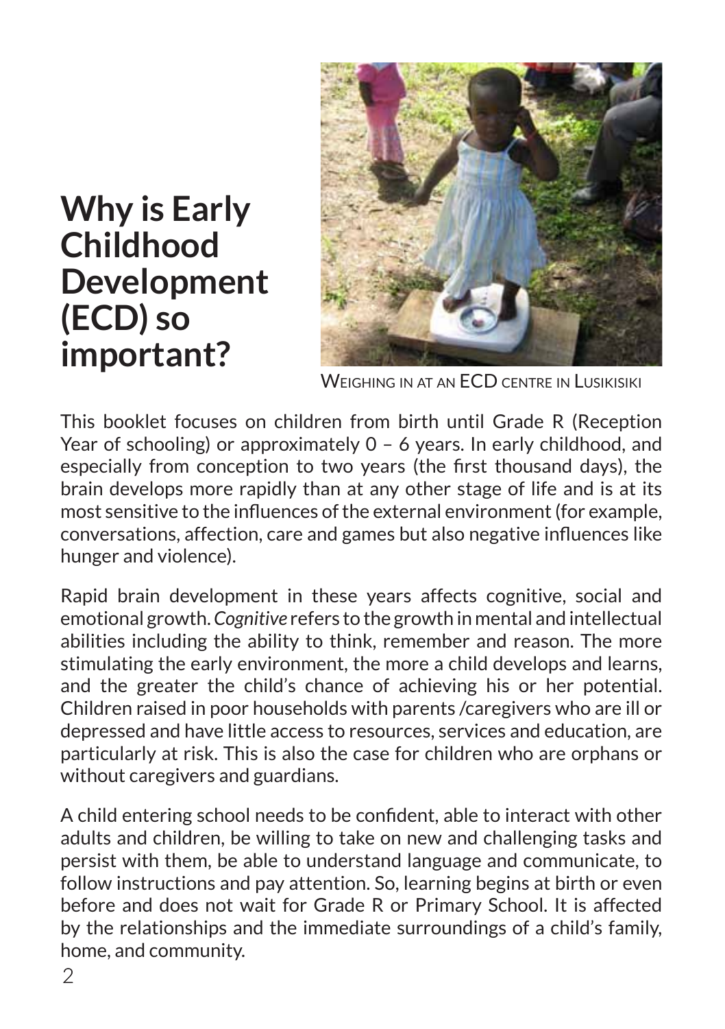# Why is Early Childhood Development (ECD) so important?

Weighing in at an ECD centre in Lusikisiki

This booklet focuses on children from birth until Grade R (Reception Year of schooling) or approximately 0 – 6 years. In early childhood, and especially from conception to two years (the first thousand days), the brain develops more rapidly than at any other stage of life and is at its most sensitive to the influences of the external environment (for example, conversations, affection, care and games but also negative influences like hunger and violence).

Rapid brain development in these years affects cognitive, social and emotional growth. *Cognitive* refers to the growth in mental and intellectual abilities including the ability to think, remember and reason. The more stimulating the early environment, the more a child develops and learns, and the greater the child's chance of achieving his or her potential. Children raised in poor households with parents /caregivers who are ill or depressed and have little access to resources, services and education, are particularly at risk. This is also the case for children who are orphans or without caregivers and guardians.

A child entering school needs to be confident, able to interact with other adults and children, be willing to take on new and challenging tasks and persist with them, be able to understand language and communicate, to follow instructions and pay attention. So, learning begins at birth or even before and does not wait for Grade R or Primary School. It is affected by the relationships and the immediate surroundings of a child's family, home, and community.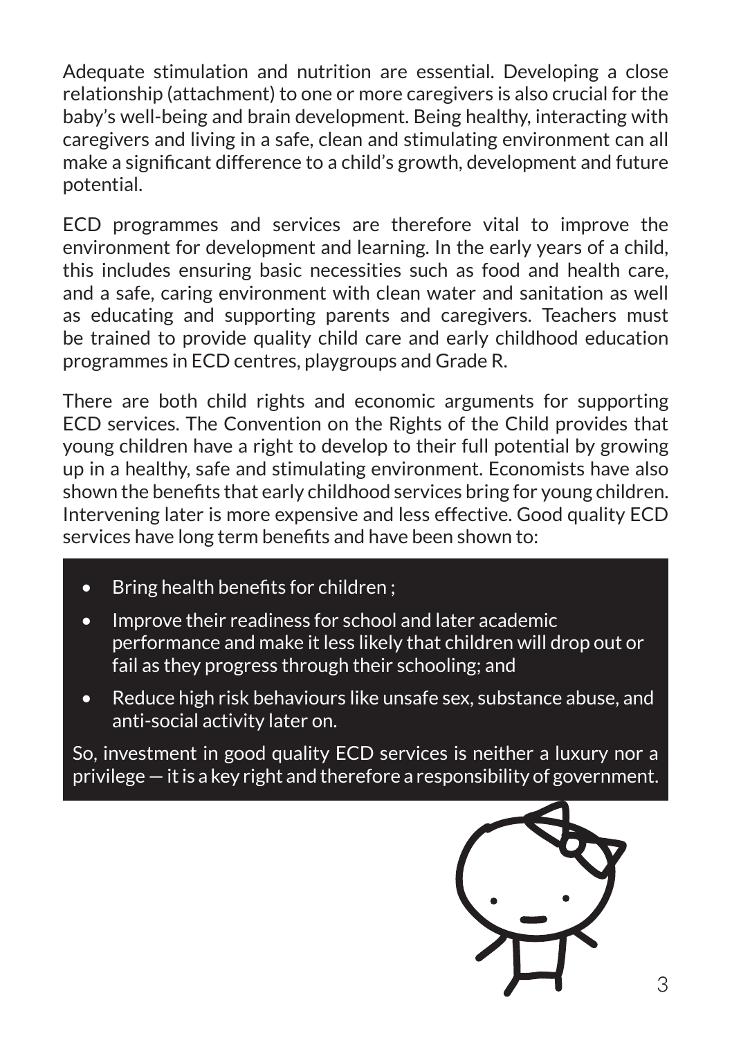Adequate stimulation and nutrition are essential. Developing a close relationship (attachment) to one or more caregivers is also crucial for the baby's well-being and brain development. Being healthy, interacting with caregivers and living in a safe, clean and stimulating environment can all make a significant difference to a child's growth, development and future potential.

ECD programmes and services are therefore vital to improve the environment for development and learning. In the early years of a child, this includes ensuring basic necessities such as food and health care, and a safe, caring environment with clean water and sanitation as well as educating and supporting parents and caregivers. Teachers must be trained to provide quality child care and early childhood education programmes in ECD centres, playgroups and Grade R.

There are both child rights and economic arguments for supporting ECD services. The Convention on the Rights of the Child provides that young children have a right to develop to their full potential by growing up in a healthy, safe and stimulating environment. Economists have also shown the benefits that early childhood services bring for young children. Intervening later is more expensive and less effective. Good quality ECD services have long term benefits and have been shown to:

- Bring health benefits for children ;
- Improve their readiness for school and later academic performance and make it less likely that children will drop out or fail as they progress through their schooling; and
- Reduce high risk behaviours like unsafe sex, substance abuse, and anti-social activity later on.

So, investment in good quality ECD services is neither a luxury nor a privilege — it is a key right and therefore a responsibility of government.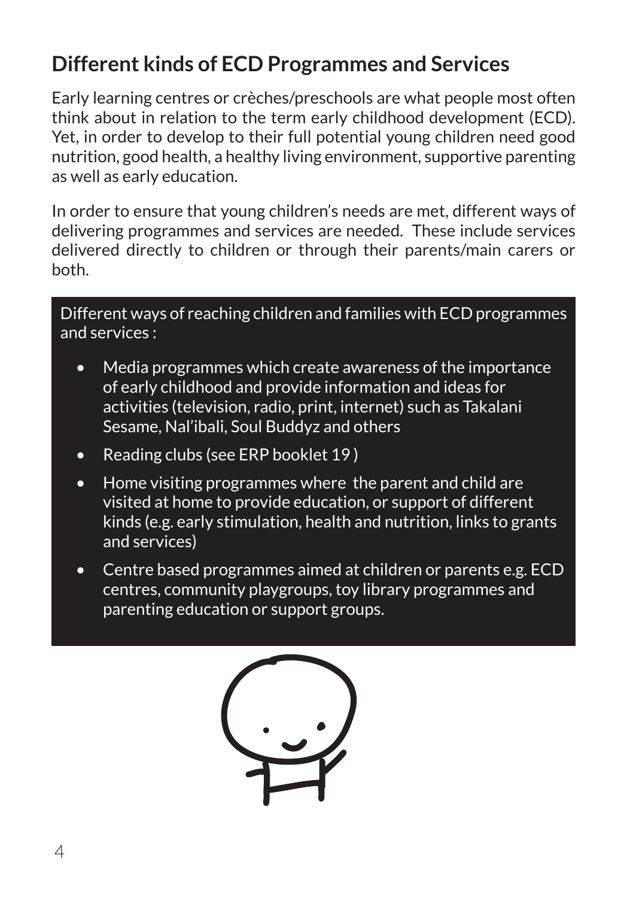## Different kinds of ECD Programmes and Services

Early learning centres or crèches/preschools are what people most often think about in relation to the term early childhood development (ECD). Yet, in order to develop to their full potential young children need good nutrition, good health, a healthy living environment, supportive parenting as well as early education.

In order to ensure that young children's needs are met, different ways of delivering programmes and services are needed. These include services delivered directly to children or through their parents/main carers or both.

Different ways of reaching children and families with ECD programmes and services :

- Media programmes which create awareness of the importance of early childhood and provide information and ideas for activities (television, radio, print, internet) such as Takalani Sesame, Nal'ibali, Soul Buddyz and others
- Reading clubs (see ERP booklet 19 )
- Home visiting programmes where the parent and child are visited at home to provide education, or support of different kinds (e.g. early stimulation, health and nutrition, links to grants and services)
- Centre based programmes aimed at children or parents e.g. ECD centres, community playgroups, toy library programmes and parenting education or support groups.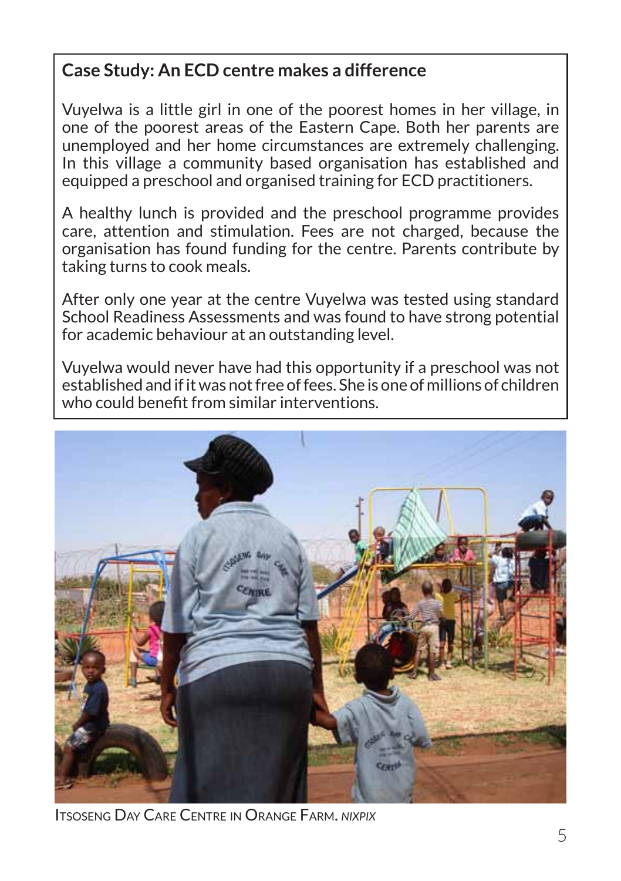## Case Study: An ECD centre makes a difference

Vuyelwa is a little girl in one of the poorest homes in her village, in one of the poorest areas of the Eastern Cape. Both her parents are unemployed and her home circumstances are extremely challenging. In this village a community based organisation has established and equipped a preschool and organised training for ECD practitioners.

A healthy lunch is provided and the preschool programme provides care, attention and stimulation. Fees are not charged, because the organisation has found funding for the centre. Parents contribute by taking turns to cook meals.

After only one year at the centre Vuyelwa was tested using standard School Readiness Assessments and was found to have strong potential for academic behaviour at an outstanding level.

Vuyelwa would never have had this opportunity if a preschool was not established and if it was not free of fees. She is one of millions of children who could benefit from similar interventions.

Itsoseng Day Care Centre in Orange Farm. *NIXPIX*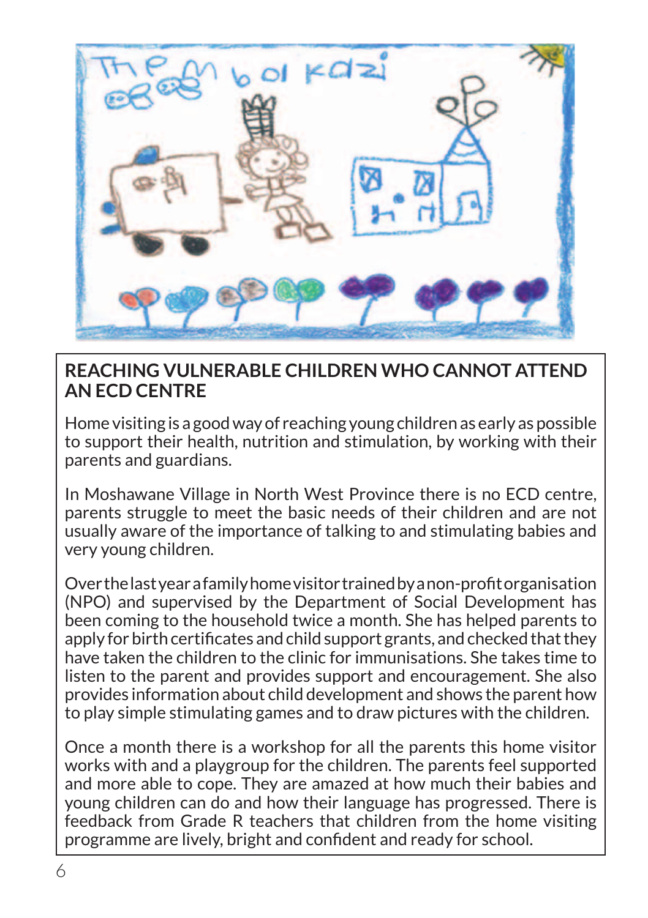## REACHING VULNERABLE CHILDREN WHO CANNOT ATTEND AN ECD CENTRE

Home visiting is a good way of reaching young children as early as possible to support their health, nutrition and stimulation, by working with their parents and guardians.

In Moshawane Village in North West Province there is no ECD centre, parents struggle to meet the basic needs of their children and are not usually aware of the importance of talking to and stimulating babies and very young children.

Over the last year a family home visitor trained by a non-profit organisation (NPO) and supervised by the Department of Social Development has been coming to the household twice a month. She has helped parents to apply for birth certificates and child support grants, and checked that they have taken the children to the clinic for immunisations. She takes time to listen to the parent and provides support and encouragement. She also provides information about child development and shows the parent how to play simple stimulating games and to draw pictures with the children.

Once a month there is a workshop for all the parents this home visitor works with and a playgroup for the children. The parents feel supported and more able to cope. They are amazed at how much their babies and young children can do and how their language has progressed. There is feedback from Grade R teachers that children from the home visiting programme are lively, bright and confident and ready for school.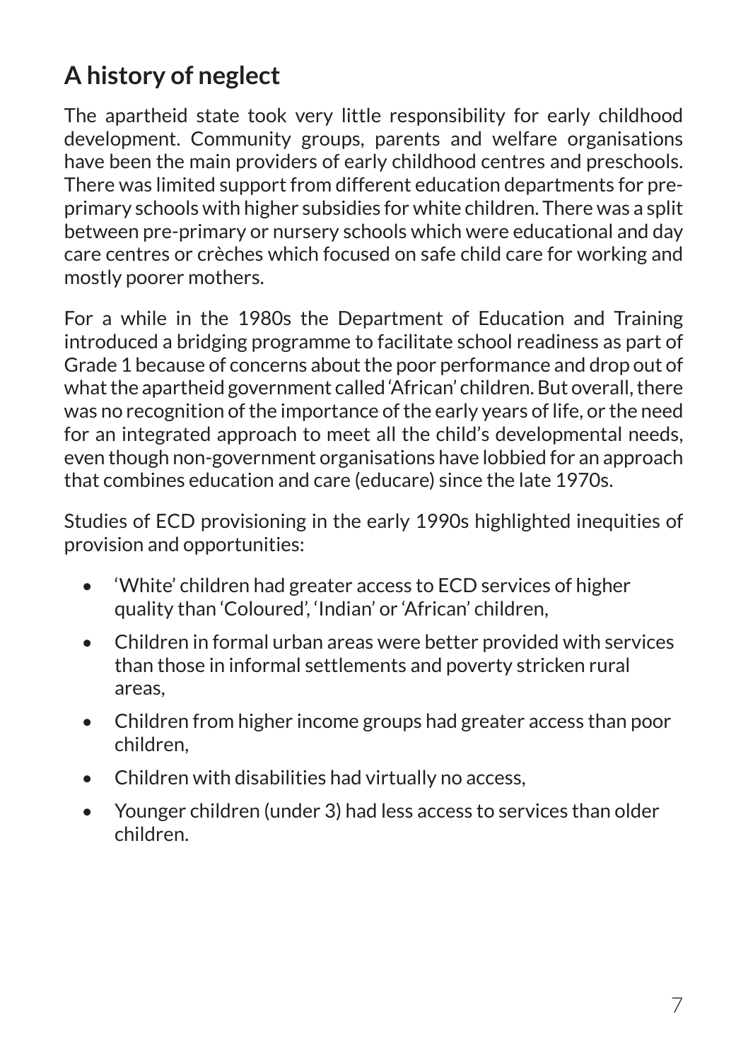## A history of neglect

The apartheid state took very little responsibility for early childhood development. Community groups, parents and welfare organisations have been the main providers of early childhood centres and preschools. There was limited support from different education departments for pre-primary schools with higher subsidies for white children. There was a split between pre-primary or nursery schools which were educational and day care centres or crèches which focused on safe child care for working and mostly poorer mothers.

For a while in the 1980s the Department of Education and Training introduced a bridging programme to facilitate school readiness as part of Grade 1 because of concerns about the poor performance and drop out of what the apartheid government called 'African' children. But overall, there was no recognition of the importance of the early years of life, or the need for an integrated approach to meet all the child's developmental needs, even though non-government organisations have lobbied for an approach that combines education and care (educare) since the late 1970s.

Studies of ECD provisioning in the early 1990s highlighted inequities of provision and opportunities:

- 'White' children had greater access to ECD services of higher quality than 'Coloured', 'Indian' or 'African' children,
- Children in formal urban areas were better provided with services than those in informal settlements and poverty stricken rural areas,
- Children from higher income groups had greater access than poor children,
- Children with disabilities had virtually no access,
- Younger children (under 3) had less access to services than older children.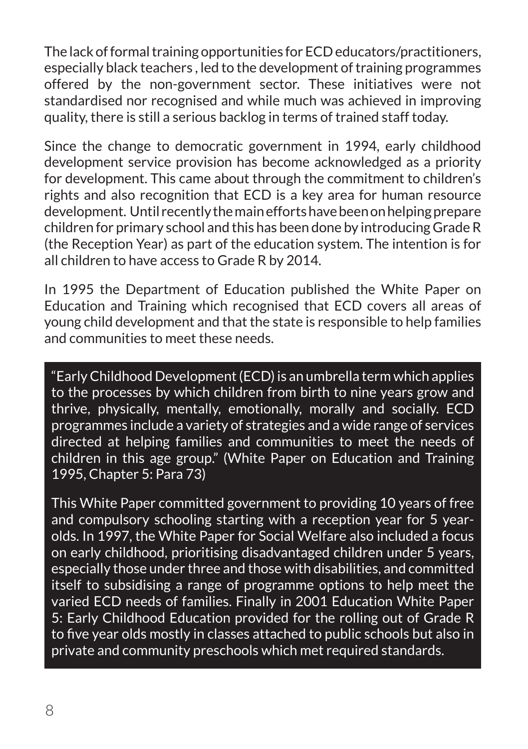The lack of formal training opportunities for ECD educators/practitioners, especially black teachers , led to the development of training programmes offered by the non-government sector. These initiatives were not standardised nor recognised and while much was achieved in improving quality, there is still a serious backlog in terms of trained staff today.

Since the change to democratic government in 1994, early childhood development service provision has become acknowledged as a priority for development. This came about through the commitment to children's rights and also recognition that ECD is a key area for human resource development. Until recently the main efforts have been on helping prepare children for primary school and this has been done by introducing Grade R (the Reception Year) as part of the education system. The intention is for all children to have access to Grade R by 2014.

In 1995 the Department of Education published the White Paper on Education and Training which recognised that ECD covers all areas of young child development and that the state is responsible to help families and communities to meet these needs.

> "Early Childhood Development (ECD) is an umbrella term which applies to the processes by which children from birth to nine years grow and thrive, physically, mentally, emotionally, morally and socially. ECD programmes include a variety of strategies and a wide range of services directed at helping families and communities to meet the needs of children in this age group." (White Paper on Education and Training 1995, Chapter 5: Para 73)
>
> This White Paper committed government to providing 10 years of free and compulsory schooling starting with a reception year for 5 year-olds. In 1997, the White Paper for Social Welfare also included a focus on early childhood, prioritising disadvantaged children under 5 years, especially those under three and those with disabilities, and committed itself to subsidising a range of programme options to help meet the varied ECD needs of families. Finally in 2001 Education White Paper 5: Early Childhood Education provided for the rolling out of Grade R to five year olds mostly in classes attached to public schools but also in private and community preschools which met required standards.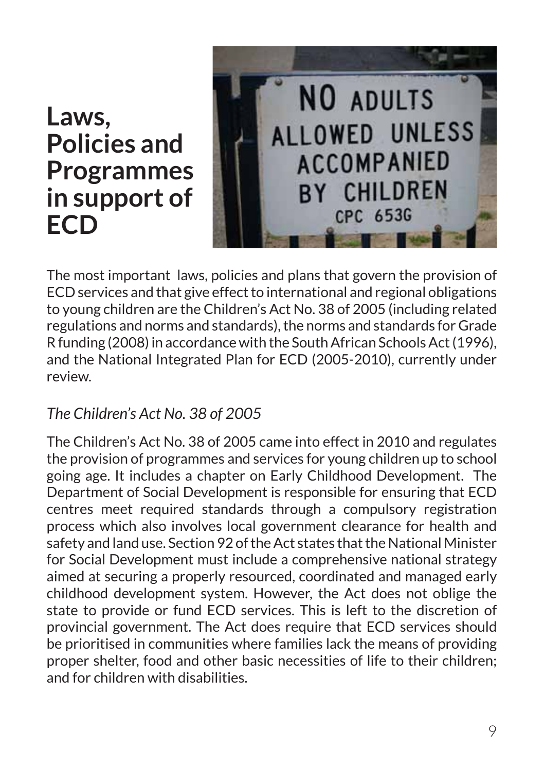# Laws, Policies and Programmes in support of ECD

The most important laws, policies and plans that govern the provision of ECD services and that give effect to international and regional obligations to young children are the Children's Act No. 38 of 2005 (including related regulations and norms and standards), the norms and standards for Grade R funding (2008) in accordance with the South African Schools Act (1996), and the National Integrated Plan for ECD (2005-2010), currently under review.

*The Children's Act No. 38 of 2005*

The Children's Act No. 38 of 2005 came into effect in 2010 and regulates the provision of programmes and services for young children up to school going age. It includes a chapter on Early Childhood Development. The Department of Social Development is responsible for ensuring that ECD centres meet required standards through a compulsory registration process which also involves local government clearance for health and safety and land use. Section 92 of the Act states that the National Minister for Social Development must include a comprehensive national strategy aimed at securing a properly resourced, coordinated and managed early childhood development system. However, the Act does not oblige the state to provide or fund ECD services. This is left to the discretion of provincial government. The Act does require that ECD services should be prioritised in communities where families lack the means of providing proper shelter, food and other basic necessities of life to their children; and for children with disabilities.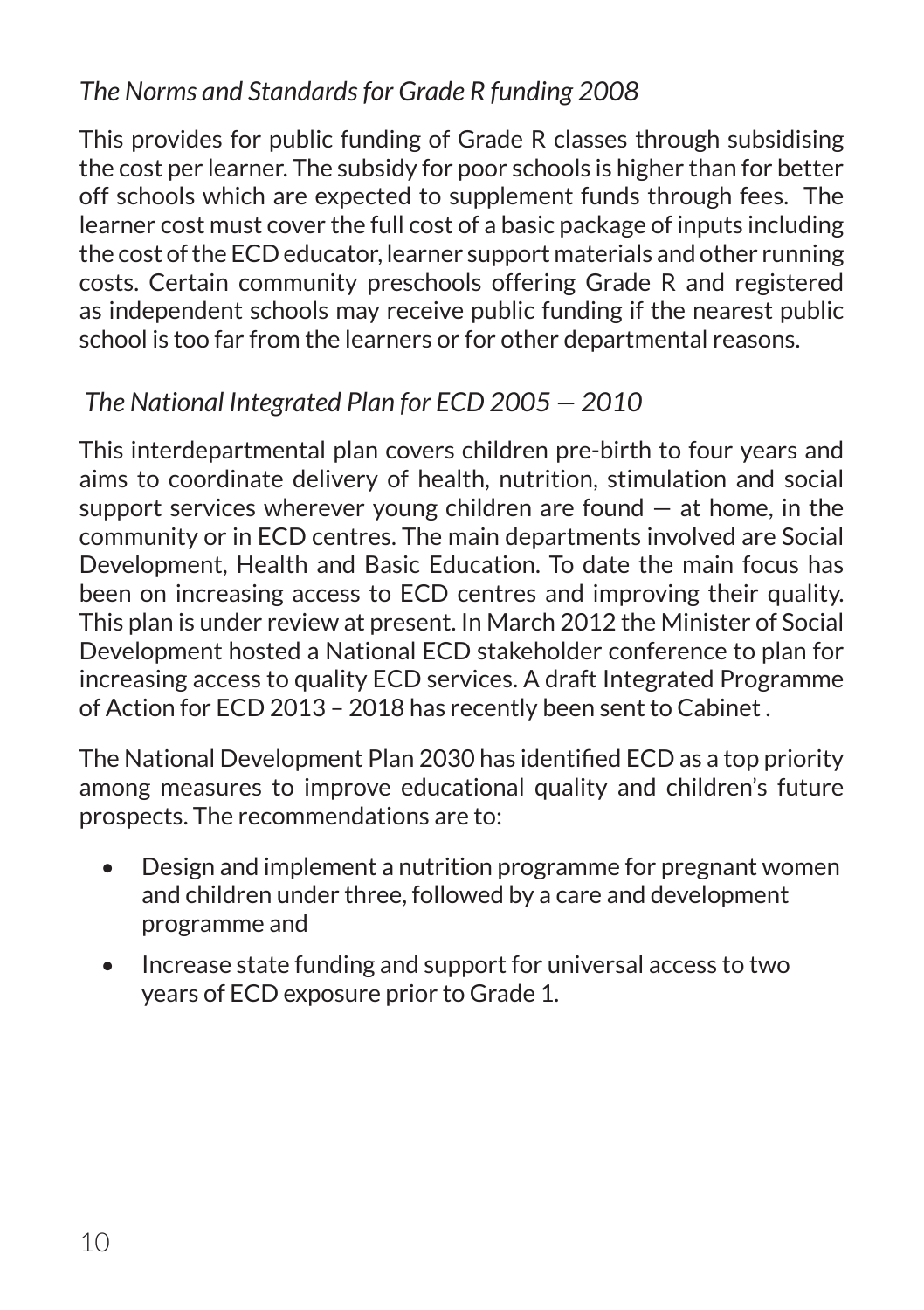*The Norms and Standards for Grade R funding 2008*

This provides for public funding of Grade R classes through subsidising the cost per learner. The subsidy for poor schools is higher than for better off schools which are expected to supplement funds through fees. The learner cost must cover the full cost of a basic package of inputs including the cost of the ECD educator, learner support materials and other running costs. Certain community preschools offering Grade R and registered as independent schools may receive public funding if the nearest public school is too far from the learners or for other departmental reasons.

*The National Integrated Plan for ECD 2005 — 2010*

This interdepartmental plan covers children pre-birth to four years and aims to coordinate delivery of health, nutrition, stimulation and social support services wherever young children are found — at home, in the community or in ECD centres. The main departments involved are Social Development, Health and Basic Education. To date the main focus has been on increasing access to ECD centres and improving their quality. This plan is under review at present. In March 2012 the Minister of Social Development hosted a National ECD stakeholder conference to plan for increasing access to quality ECD services. A draft Integrated Programme of Action for ECD 2013 – 2018 has recently been sent to Cabinet .

The National Development Plan 2030 has identified ECD as a top priority among measures to improve educational quality and children's future prospects. The recommendations are to:

- Design and implement a nutrition programme for pregnant women and children under three, followed by a care and development programme and
- Increase state funding and support for universal access to two years of ECD exposure prior to Grade 1.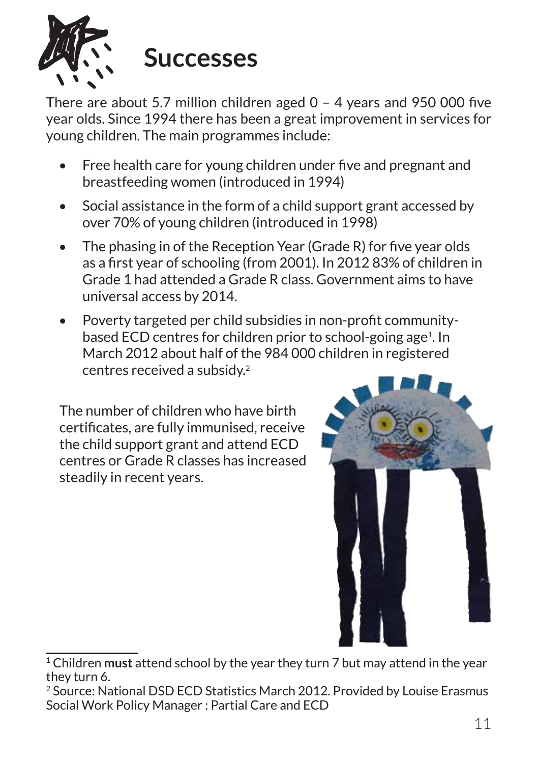# Successes

There are about 5.7 million children aged 0 – 4 years and 950 000 five year olds. Since 1994 there has been a great improvement in services for young children. The main programmes include:

- Free health care for young children under five and pregnant and breastfeeding women (introduced in 1994)
- Social assistance in the form of a child support grant accessed by over 70% of young children (introduced in 1998)
- The phasing in of the Reception Year (Grade R) for five year olds as a first year of schooling (from 2001). In 2012 83% of children in Grade 1 had attended a Grade R class. Government aims to have universal access by 2014.
- Poverty targeted per child subsidies in non-profit community-based ECD centres for children prior to school-going age[1]. In March 2012 about half of the 984 000 children in registered centres received a subsidy.[2]

The number of children who have birth certificates, are fully immunised, receive the child support grant and attend ECD centres or Grade R classes has increased steadily in recent years.

---

[1] Children **must** attend school by the year they turn 7 but may attend in the year they turn 6.

[2] Source: National DSD ECD Statistics March 2012. Provided by Louise Erasmus Social Work Policy Manager : Partial Care and ECD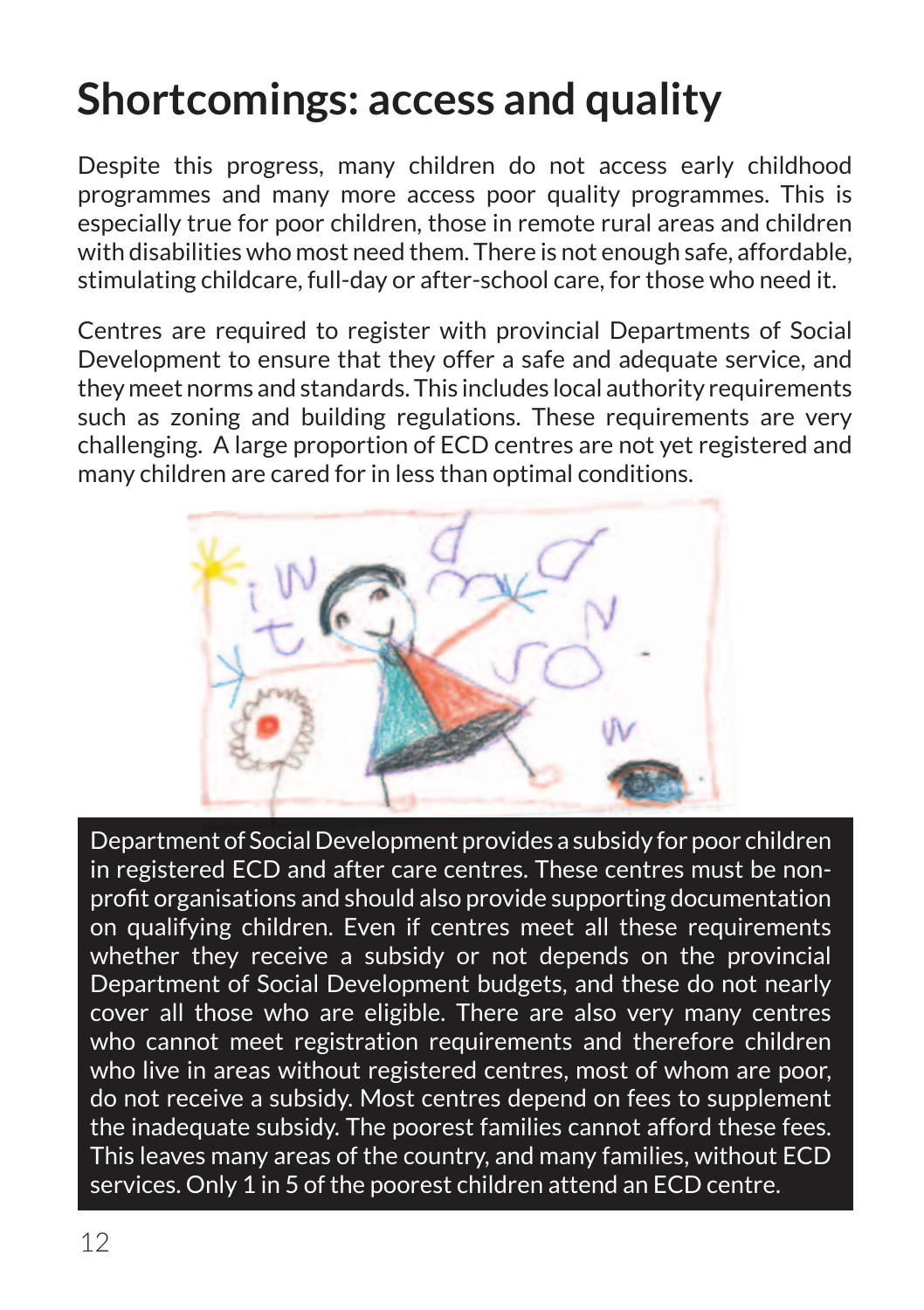# Shortcomings: access and quality

Despite this progress, many children do not access early childhood programmes and many more access poor quality programmes. This is especially true for poor children, those in remote rural areas and children with disabilities who most need them. There is not enough safe, affordable, stimulating childcare, full-day or after-school care, for those who need it.

Centres are required to register with provincial Departments of Social Development to ensure that they offer a safe and adequate service, and they meet norms and standards. This includes local authority requirements such as zoning and building regulations. These requirements are very challenging. A large proportion of ECD centres are not yet registered and many children are cared for in less than optimal conditions.

Department of Social Development provides a subsidy for poor children in registered ECD and after care centres. These centres must be non-profit organisations and should also provide supporting documentation on qualifying children. Even if centres meet all these requirements whether they receive a subsidy or not depends on the provincial Department of Social Development budgets, and these do not nearly cover all those who are eligible. There are also very many centres who cannot meet registration requirements and therefore children who live in areas without registered centres, most of whom are poor, do not receive a subsidy. Most centres depend on fees to supplement the inadequate subsidy. The poorest families cannot afford these fees. This leaves many areas of the country, and many families, without ECD services. Only 1 in 5 of the poorest children attend an ECD centre.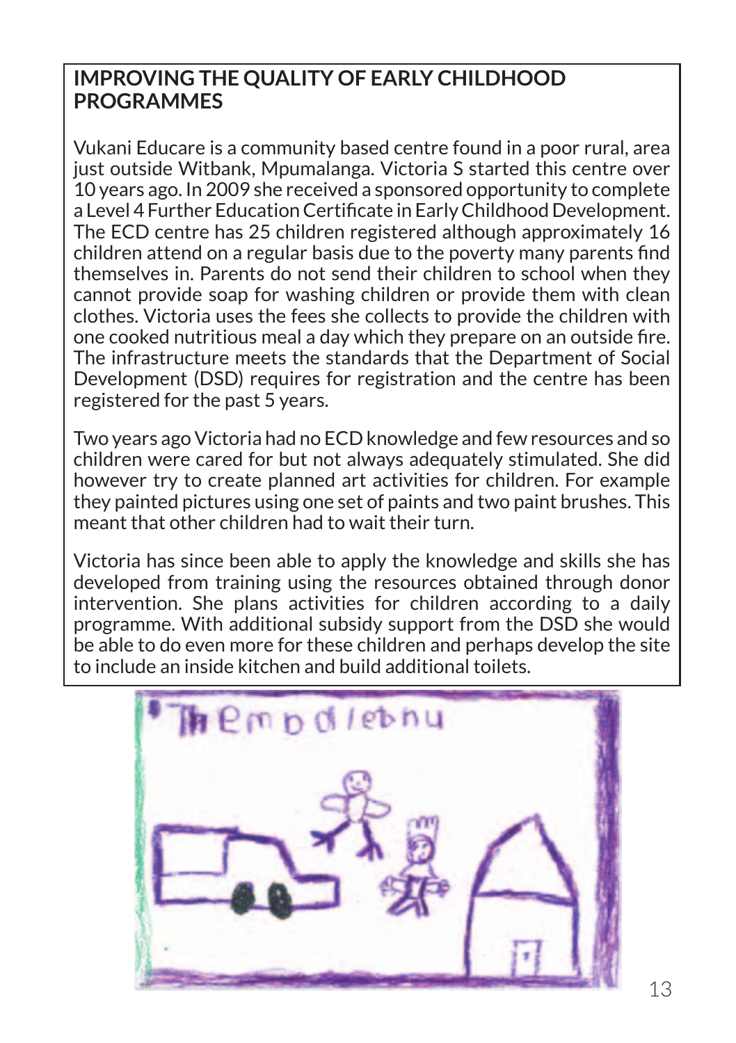## IMPROVING THE QUALITY OF EARLY CHILDHOOD PROGRAMMES

Vukani Educare is a community based centre found in a poor rural, area just outside Witbank, Mpumalanga. Victoria S started this centre over 10 years ago. In 2009 she received a sponsored opportunity to complete a Level 4 Further Education Certificate in Early Childhood Development. The ECD centre has 25 children registered although approximately 16 children attend on a regular basis due to the poverty many parents find themselves in. Parents do not send their children to school when they cannot provide soap for washing children or provide them with clean clothes. Victoria uses the fees she collects to provide the children with one cooked nutritious meal a day which they prepare on an outside fire. The infrastructure meets the standards that the Department of Social Development (DSD) requires for registration and the centre has been registered for the past 5 years.

Two years ago Victoria had no ECD knowledge and few resources and so children were cared for but not always adequately stimulated. She did however try to create planned art activities for children. For example they painted pictures using one set of paints and two paint brushes. This meant that other children had to wait their turn.

Victoria has since been able to apply the knowledge and skills she has developed from training using the resources obtained through donor intervention. She plans activities for children according to a daily programme. With additional subsidy support from the DSD she would be able to do even more for these children and perhaps develop the site to include an inside kitchen and build additional toilets.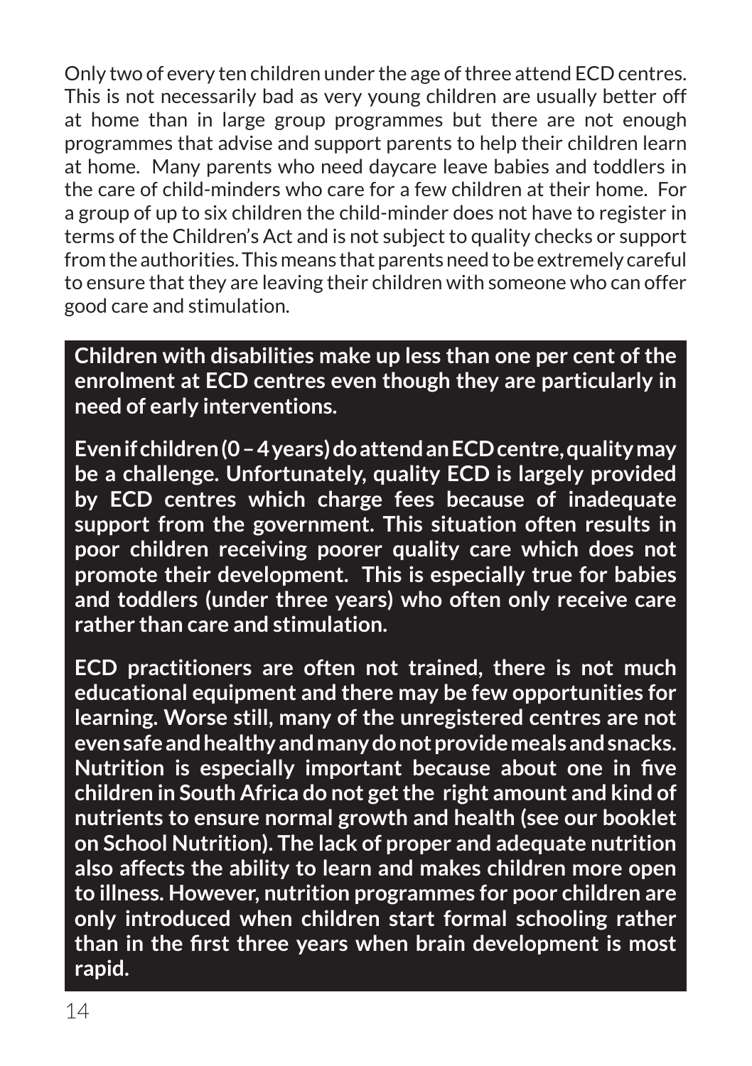Only two of every ten children under the age of three attend ECD centres. This is not necessarily bad as very young children are usually better off at home than in large group programmes but there are not enough programmes that advise and support parents to help their children learn at home. Many parents who need daycare leave babies and toddlers in the care of child-minders who care for a few children at their home. For a group of up to six children the child-minder does not have to register in terms of the Children's Act and is not subject to quality checks or support from the authorities. This means that parents need to be extremely careful to ensure that they are leaving their children with someone who can offer good care and stimulation.

**Children with disabilities make up less than one per cent of the enrolment at ECD centres even though they are particularly in need of early interventions.**

**Even if children (0 – 4 years) do attend an ECD centre, quality may be a challenge. Unfortunately, quality ECD is largely provided by ECD centres which charge fees because of inadequate support from the government. This situation often results in poor children receiving poorer quality care which does not promote their development. This is especially true for babies and toddlers (under three years) who often only receive care rather than care and stimulation.**

**ECD practitioners are often not trained, there is not much educational equipment and there may be few opportunities for learning. Worse still, many of the unregistered centres are not even safe and healthy and many do not provide meals and snacks. Nutrition is especially important because about one in five children in South Africa do not get the right amount and kind of nutrients to ensure normal growth and health (see our booklet on School Nutrition). The lack of proper and adequate nutrition also affects the ability to learn and makes children more open to illness. However, nutrition programmes for poor children are only introduced when children start formal schooling rather than in the first three years when brain development is most rapid.**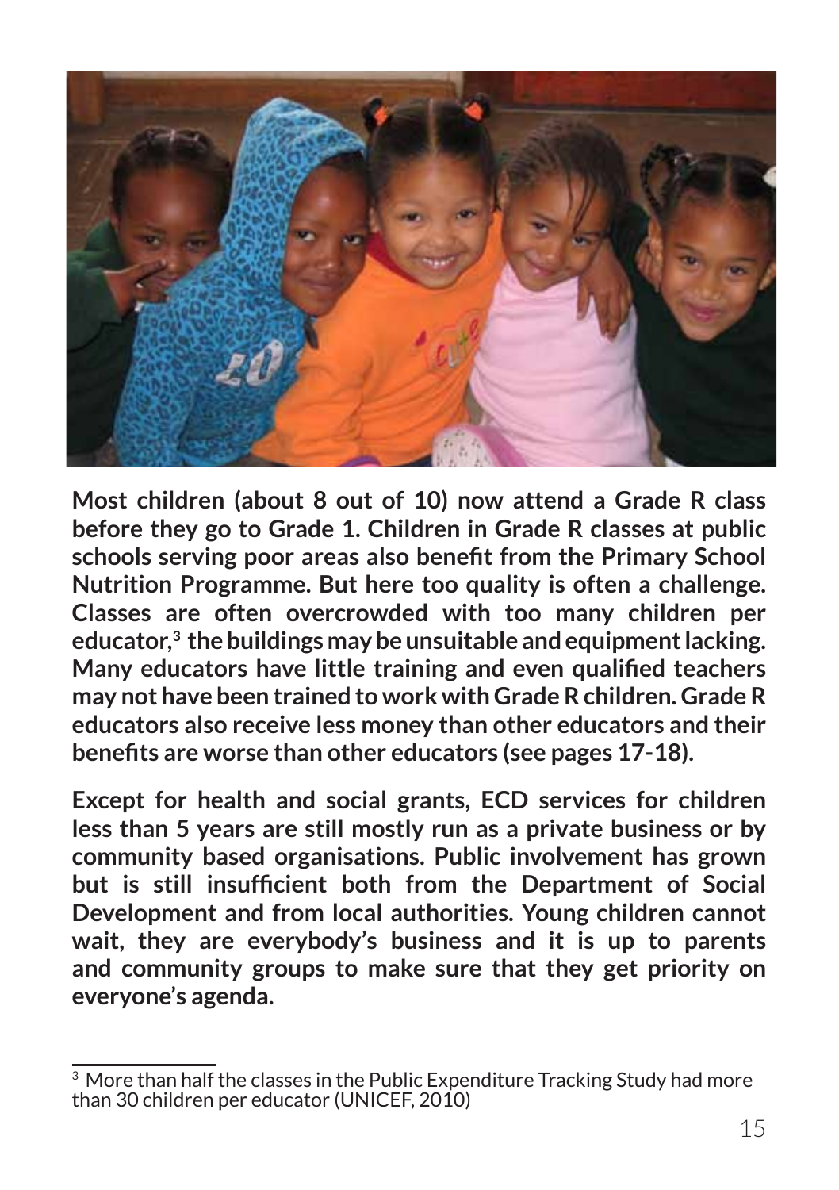**Most children (about 8 out of 10) now attend a Grade R class before they go to Grade 1. Children in Grade R classes at public schools serving poor areas also benefit from the Primary School Nutrition Programme. But here too quality is often a challenge. Classes are often overcrowded with too many children per educator,[3] the buildings may be unsuitable and equipment lacking. Many educators have little training and even qualified teachers may not have been trained to work with Grade R children. Grade R educators also receive less money than other educators and their benefits are worse than other educators (see pages 17-18).**

**Except for health and social grants, ECD services for children less than 5 years are still mostly run as a private business or by community based organisations. Public involvement has grown but is still insufficient both from the Department of Social Development and from local authorities. Young children cannot wait, they are everybody's business and it is up to parents and community groups to make sure that they get priority on everyone's agenda.**

---

[3] More than half the classes in the Public Expenditure Tracking Study had more than 30 children per educator (UNICEF, 2010)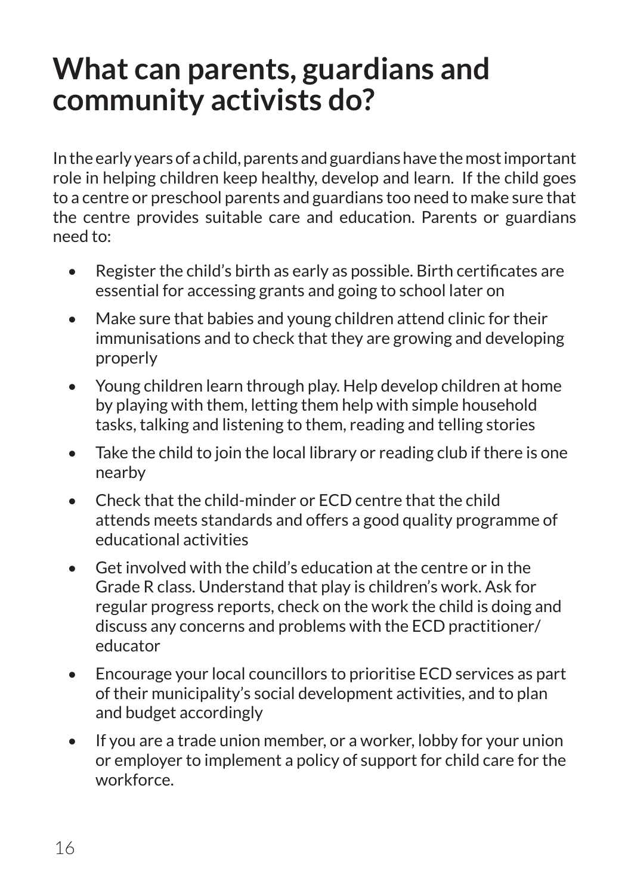# What can parents, guardians and community activists do?

In the early years of a child, parents and guardians have the most important role in helping children keep healthy, develop and learn. If the child goes to a centre or preschool parents and guardians too need to make sure that the centre provides suitable care and education. Parents or guardians need to:

- Register the child's birth as early as possible. Birth certificates are essential for accessing grants and going to school later on
- Make sure that babies and young children attend clinic for their immunisations and to check that they are growing and developing properly
- Young children learn through play. Help develop children at home by playing with them, letting them help with simple household tasks, talking and listening to them, reading and telling stories
- Take the child to join the local library or reading club if there is one nearby
- Check that the child-minder or ECD centre that the child attends meets standards and offers a good quality programme of educational activities
- Get involved with the child's education at the centre or in the Grade R class. Understand that play is children's work. Ask for regular progress reports, check on the work the child is doing and discuss any concerns and problems with the ECD practitioner/ educator
- Encourage your local councillors to prioritise ECD services as part of their municipality's social development activities, and to plan and budget accordingly
- If you are a trade union member, or a worker, lobby for your union or employer to implement a policy of support for child care for the workforce.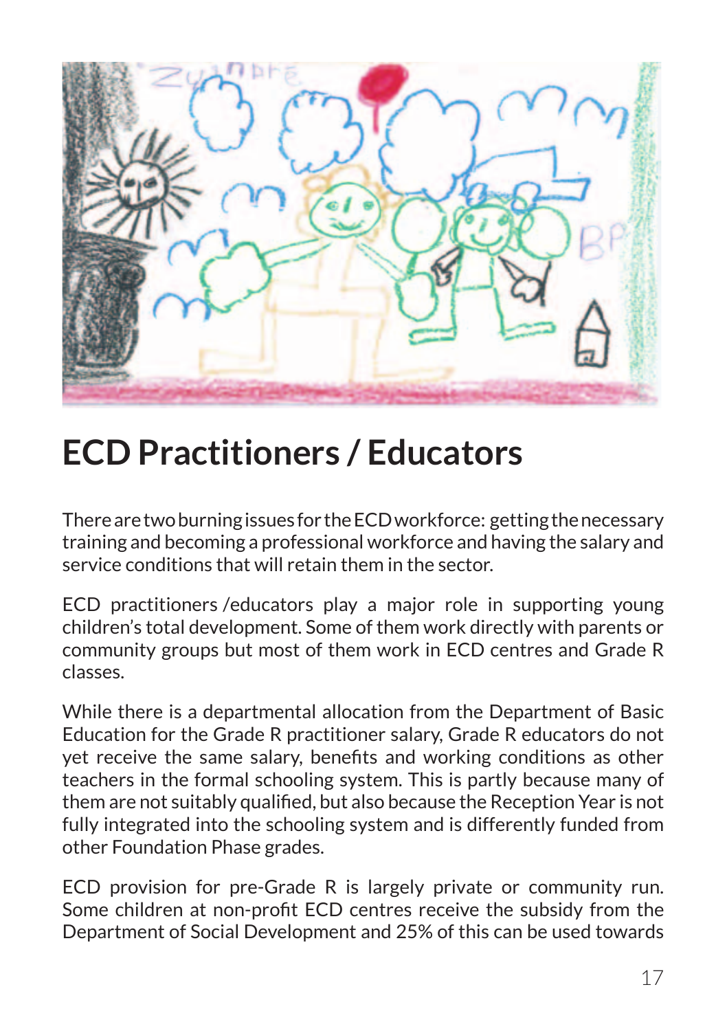# ECD Practitioners / Educators

There are two burning issues for the ECD workforce: getting the necessary training and becoming a professional workforce and having the salary and service conditions that will retain them in the sector.

ECD practitioners /educators play a major role in supporting young children's total development. Some of them work directly with parents or community groups but most of them work in ECD centres and Grade R classes.

While there is a departmental allocation from the Department of Basic Education for the Grade R practitioner salary, Grade R educators do not yet receive the same salary, benefits and working conditions as other teachers in the formal schooling system. This is partly because many of them are not suitably qualified, but also because the Reception Year is not fully integrated into the schooling system and is differently funded from other Foundation Phase grades.

ECD provision for pre-Grade R is largely private or community run. Some children at non-profit ECD centres receive the subsidy from the Department of Social Development and 25% of this can be used towards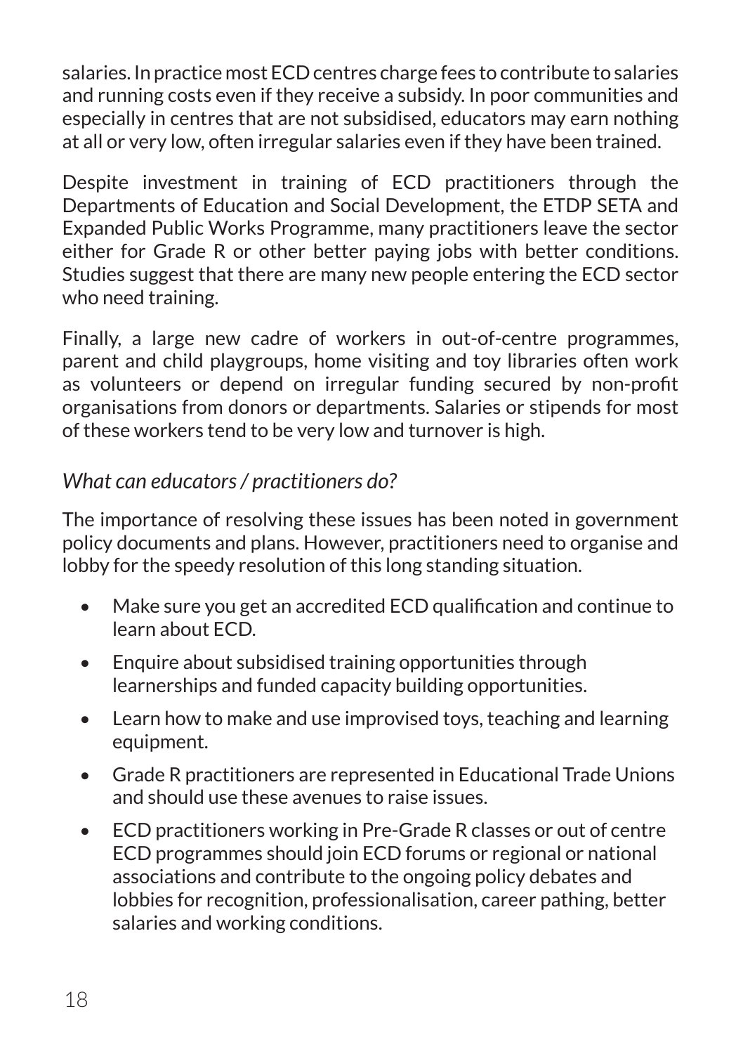salaries. In practice most ECD centres charge fees to contribute to salaries and running costs even if they receive a subsidy. In poor communities and especially in centres that are not subsidised, educators may earn nothing at all or very low, often irregular salaries even if they have been trained.

Despite investment in training of ECD practitioners through the Departments of Education and Social Development, the ETDP SETA and Expanded Public Works Programme, many practitioners leave the sector either for Grade R or other better paying jobs with better conditions. Studies suggest that there are many new people entering the ECD sector who need training.

Finally, a large new cadre of workers in out-of-centre programmes, parent and child playgroups, home visiting and toy libraries often work as volunteers or depend on irregular funding secured by non-profit organisations from donors or departments. Salaries or stipends for most of these workers tend to be very low and turnover is high.

### *What can educators / practitioners do?*

The importance of resolving these issues has been noted in government policy documents and plans. However, practitioners need to organise and lobby for the speedy resolution of this long standing situation.

- Make sure you get an accredited ECD qualification and continue to learn about ECD.
- Enquire about subsidised training opportunities through learnerships and funded capacity building opportunities.
- Learn how to make and use improvised toys, teaching and learning equipment.
- Grade R practitioners are represented in Educational Trade Unions and should use these avenues to raise issues.
- ECD practitioners working in Pre-Grade R classes or out of centre ECD programmes should join ECD forums or regional or national associations and contribute to the ongoing policy debates and lobbies for recognition, professionalisation, career pathing, better salaries and working conditions.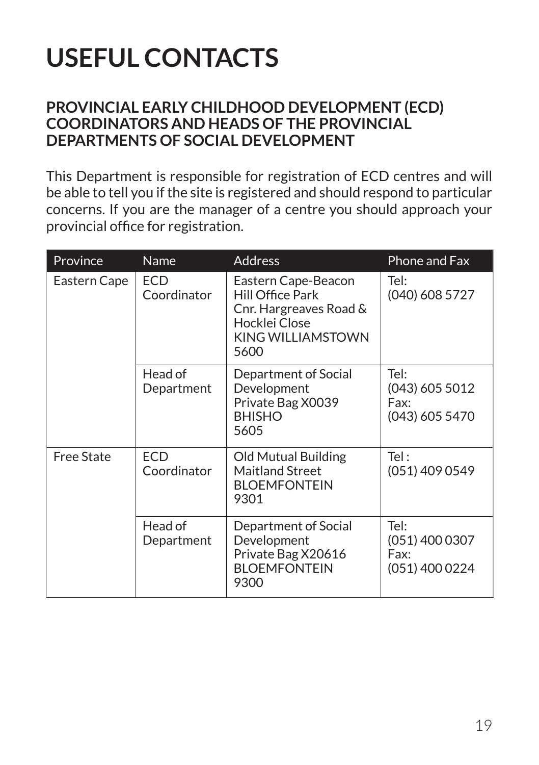# USEFUL CONTACTS

## PROVINCIAL EARLY CHILDHOOD DEVELOPMENT (ECD) COORDINATORS AND HEADS OF THE PROVINCIAL DEPARTMENTS OF SOCIAL DEVELOPMENT

This Department is responsible for registration of ECD centres and will be able to tell you if the site is registered and should respond to particular concerns. If you are the manager of a centre you should approach your provincial office for registration.

| Province | Name | Address | Phone and Fax |
|---|---|---|---|
| Eastern Cape | ECD Coordinator | Eastern Cape-Beacon Hill Office Park<br>Cnr. Hargreaves Road & Hocklei Close<br>KING WILLIAMSTOWN<br>5600 | Tel:<br>(040) 608 5727 |
| | Head of Department | Department of Social Development<br>Private Bag X0039<br>BHISHO<br>5605 | Tel:<br>(043) 605 5012<br>Fax:<br>(043) 605 5470 |
| Free State | ECD Coordinator | Old Mutual Building<br>Maitland Street<br>BLOEMFONTEIN<br>9301 | Tel :<br>(051) 409 0549 |
| | Head of Department | Department of Social Development<br>Private Bag X20616<br>BLOEMFONTEIN<br>9300 | Tel:<br>(051) 400 0307<br>Fax:<br>(051) 400 0224 |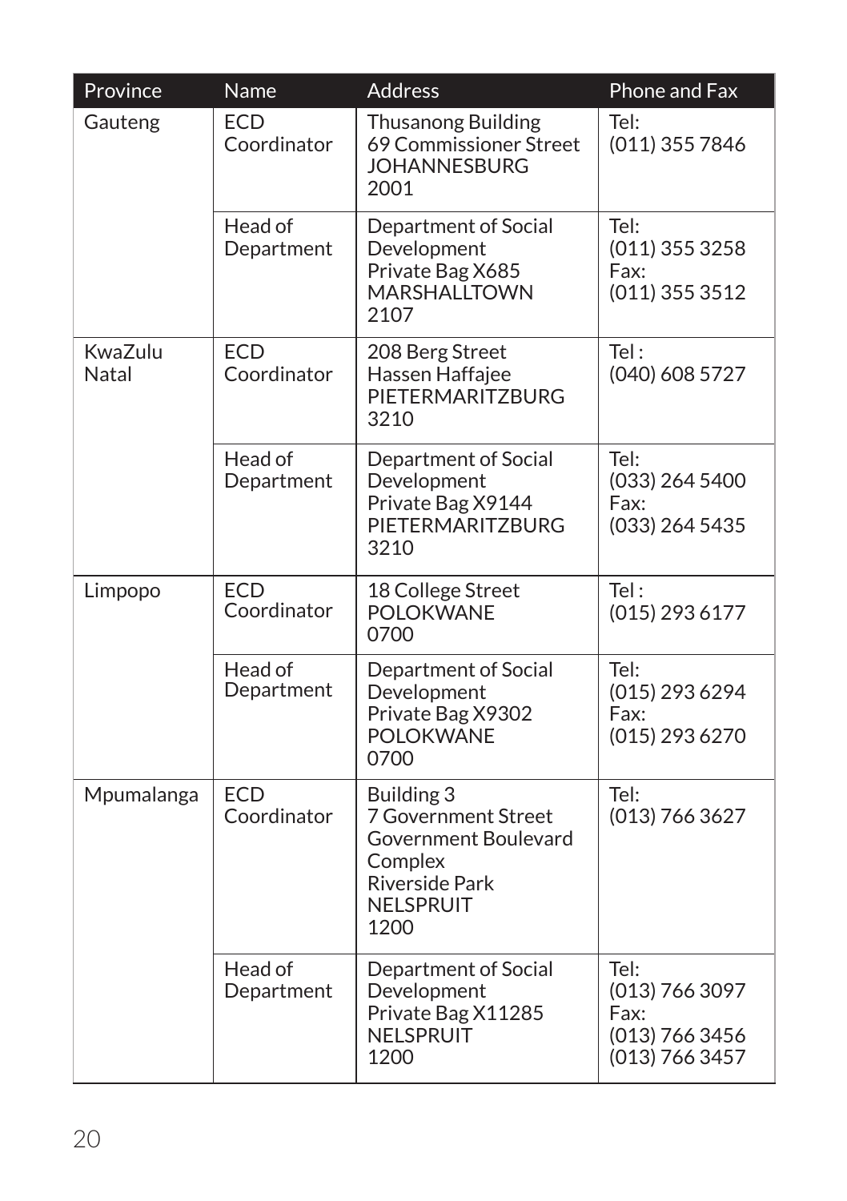| Province | Name | Address | Phone and Fax |
|---|---|---|---|
| Gauteng | ECD Coordinator | Thusanong Building<br>69 Commissioner Street<br>JOHANNESBURG<br>2001 | Tel:<br>(011) 355 7846 |
| | Head of Department | Department of Social Development<br>Private Bag X685<br>MARSHALLTOWN<br>2107 | Tel:<br>(011) 355 3258<br>Fax:<br>(011) 355 3512 |
| KwaZulu Natal | ECD Coordinator | 208 Berg Street<br>Hassen Haffajee<br>PIETERMARITZBURG<br>3210 | Tel :<br>(040) 608 5727 |
| | Head of Department | Department of Social Development<br>Private Bag X9144<br>PIETERMARITZBURG<br>3210 | Tel:<br>(033) 264 5400<br>Fax:<br>(033) 264 5435 |
| Limpopo | ECD Coordinator | 18 College Street<br>POLOKWANE<br>0700 | Tel :<br>(015) 293 6177 |
| | Head of Department | Department of Social Development<br>Private Bag X9302<br>POLOKWANE<br>0700 | Tel:<br>(015) 293 6294<br>Fax:<br>(015) 293 6270 |
| Mpumalanga | ECD Coordinator | Building 3<br>7 Government Street<br>Government Boulevard Complex<br>Riverside Park<br>NELSPRUIT<br>1200 | Tel:<br>(013) 766 3627 |
| | Head of Department | Department of Social Development<br>Private Bag X11285<br>NELSPRUIT<br>1200 | Tel:<br>(013) 766 3097<br>Fax:<br>(013) 766 3456<br>(013) 766 3457 |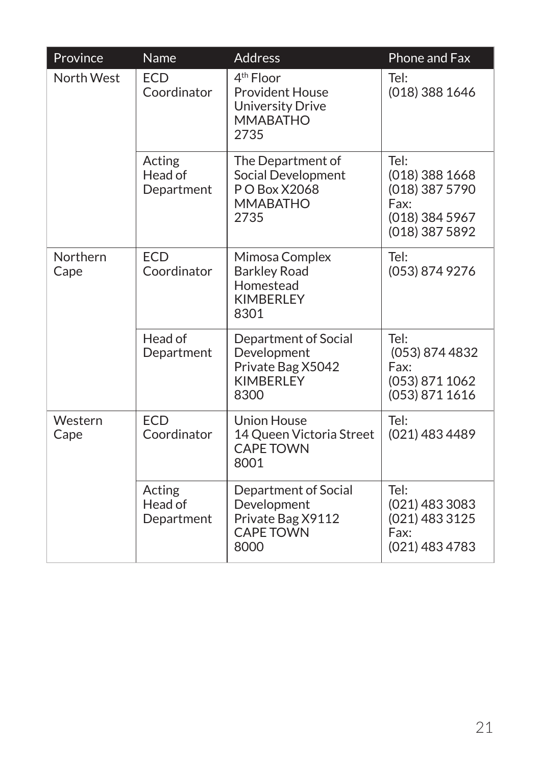| Province | Name | Address | Phone and Fax |
|---|---|---|---|
| North West | ECD Coordinator | 4th Floor<br>Provident House<br>University Drive<br>MMABATHO<br>2735 | Tel:<br>(018) 388 1646 |
| | Acting Head of Department | The Department of Social Development<br>P O Box X2068<br>MMABATHO<br>2735 | Tel:<br>(018) 388 1668<br>(018) 387 5790<br>Fax:<br>(018) 384 5967<br>(018) 387 5892 |
| Northern Cape | ECD Coordinator | Mimosa Complex<br>Barkley Road<br>Homestead<br>KIMBERLEY<br>8301 | Tel:<br>(053) 874 9276 |
| | Head of Department | Department of Social Development<br>Private Bag X5042<br>KIMBERLEY<br>8300 | Tel:<br>(053) 874 4832<br>Fax:<br>(053) 871 1062<br>(053) 871 1616 |
| Western Cape | ECD Coordinator | Union House<br>14 Queen Victoria Street<br>CAPE TOWN<br>8001 | Tel:<br>(021) 483 4489 |
| | Acting Head of Department | Department of Social Development<br>Private Bag X9112<br>CAPE TOWN<br>8000 | Tel:<br>(021) 483 3083<br>(021) 483 3125<br>Fax:<br>(021) 483 4783 |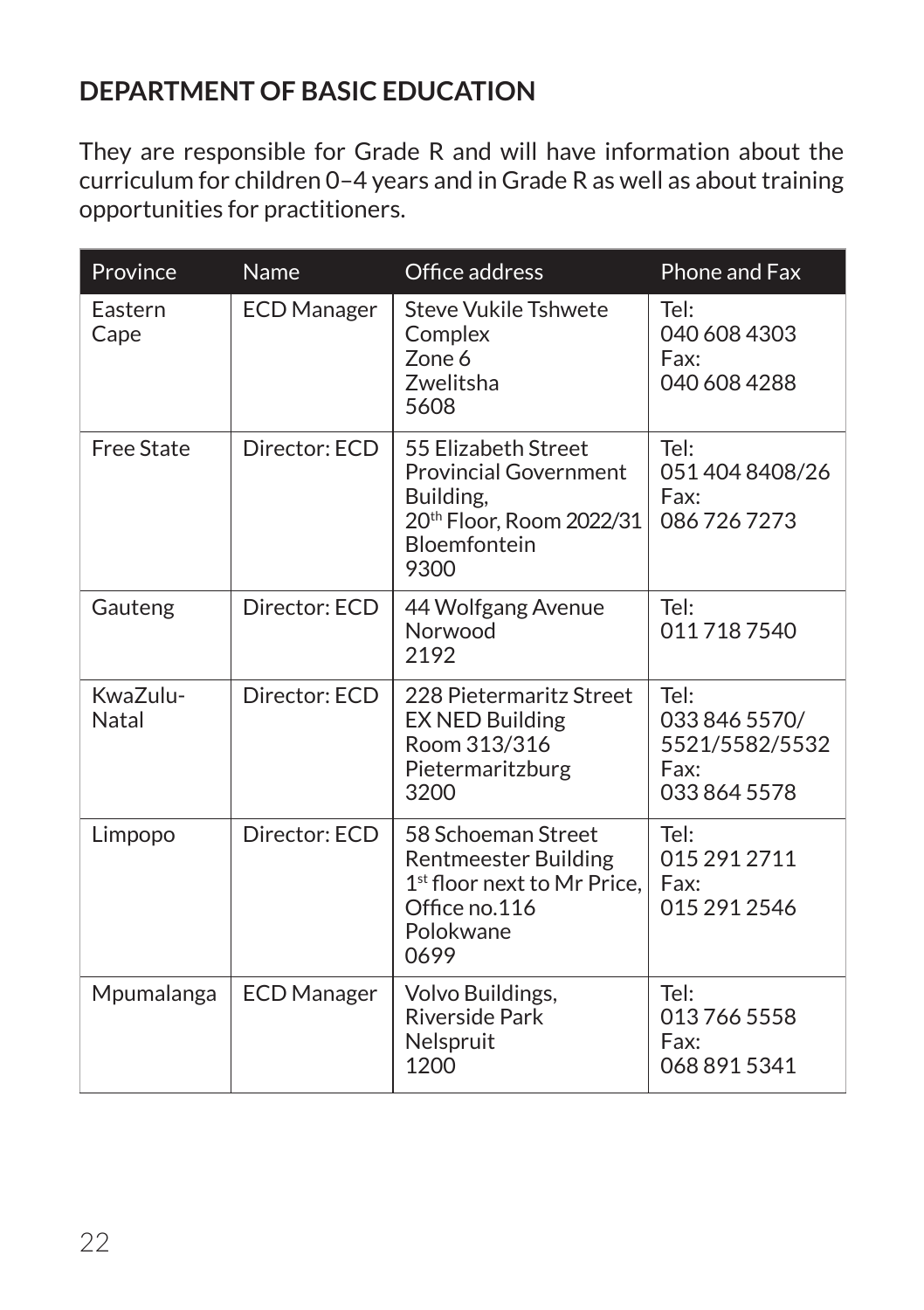## DEPARTMENT OF BASIC EDUCATION

They are responsible for Grade R and will have information about the curriculum for children 0–4 years and in Grade R as well as about training opportunities for practitioners.

| Province | Name | Office address | Phone and Fax |
|---|---|---|---|
| Eastern Cape | ECD Manager | Steve Vukile Tshwete Complex<br>Zone 6<br>Zwelitsha<br>5608 | Tel:<br>040 608 4303<br>Fax:<br>040 608 4288 |
| Free State | Director: ECD | 55 Elizabeth Street<br>Provincial Government Building,<br>20th Floor, Room 2022/31<br>Bloemfontein<br>9300 | Tel:<br>051 404 8408/26<br>Fax:<br>086 726 7273 |
| Gauteng | Director: ECD | 44 Wolfgang Avenue<br>Norwood<br>2192 | Tel:<br>011 718 7540 |
| KwaZulu-Natal | Director: ECD | 228 Pietermaritz Street<br>EX NED Building<br>Room 313/316<br>Pietermaritzburg<br>3200 | Tel:<br>033 846 5570/<br>5521/5582/5532<br>Fax:<br>033 864 5578 |
| Limpopo | Director: ECD | 58 Schoeman Street<br>Rentmeester Building<br>1st floor next to Mr Price,<br>Office no.116<br>Polokwane<br>0699 | Tel:<br>015 291 2711<br>Fax:<br>015 291 2546 |
| Mpumalanga | ECD Manager | Volvo Buildings,<br>Riverside Park<br>Nelspruit<br>1200 | Tel:<br>013 766 5558<br>Fax:<br>068 891 5341 |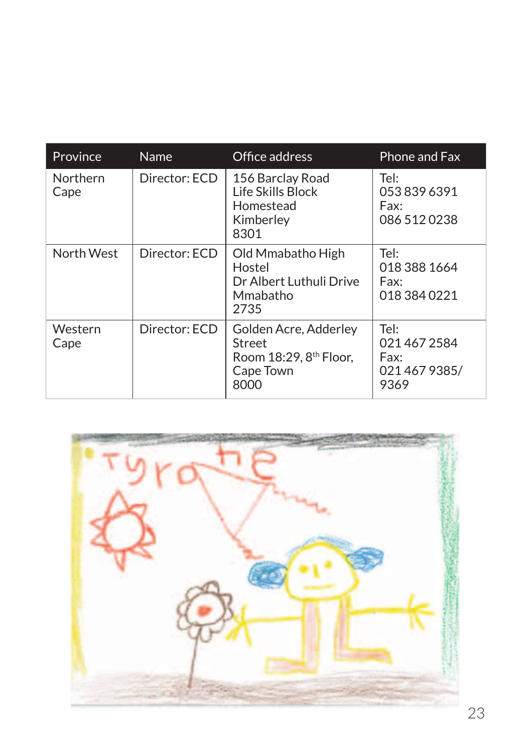| Province | Name | Office address | Phone and Fax |
|---|---|---|---|
| Northern Cape | Director: ECD | 156 Barclay Road<br>Life Skills Block<br>Homestead<br>Kimberley<br>8301 | Tel:<br>053 839 6391<br>Fax:<br>086 512 0238 |
| North West | Director: ECD | Old Mmabatho High Hostel<br>Dr Albert Luthuli Drive<br>Mmabatho<br>2735 | Tel:<br>018 388 1664<br>Fax:<br>018 384 0221 |
| Western Cape | Director: ECD | Golden Acre, Adderley Street<br>Room 18:29, 8th Floor,<br>Cape Town<br>8000 | Tel:<br>021 467 2584<br>Fax:<br>021 467 9385/ 9369 |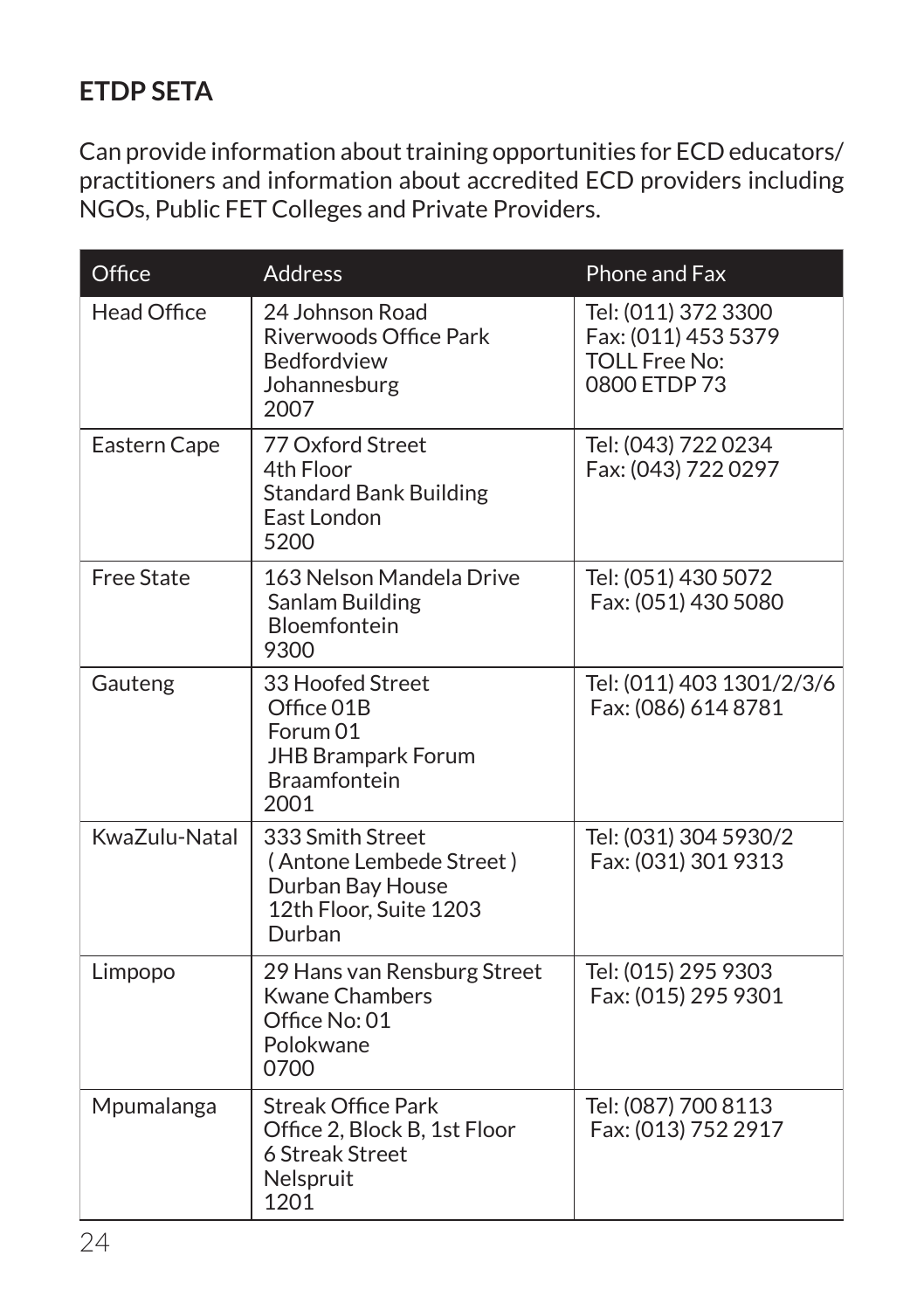## ETDP SETA

Can provide information about training opportunities for ECD educators/ practitioners and information about accredited ECD providers including NGOs, Public FET Colleges and Private Providers.

| Office | Address | Phone and Fax |
|---|---|---|
| Head Office | 24 Johnson Road<br>Riverwoods Office Park<br>Bedfordview<br>Johannesburg<br>2007 | Tel: (011) 372 3300<br>Fax: (011) 453 5379<br>TOLL Free No:<br>0800 ETDP 73 |
| Eastern Cape | 77 Oxford Street<br>4th Floor<br>Standard Bank Building<br>East London<br>5200 | Tel: (043) 722 0234<br>Fax: (043) 722 0297 |
| Free State | 163 Nelson Mandela Drive<br>Sanlam Building<br>Bloemfontein<br>9300 | Tel: (051) 430 5072<br>Fax: (051) 430 5080 |
| Gauteng | 33 Hoofed Street<br>Office 01B<br>Forum 01<br>JHB Brampark Forum<br>Braamfontein<br>2001 | Tel: (011) 403 1301/2/3/6<br>Fax: (086) 614 8781 |
| KwaZulu-Natal | 333 Smith Street<br>( Antone Lembede Street )<br>Durban Bay House<br>12th Floor, Suite 1203<br>Durban | Tel: (031) 304 5930/2<br>Fax: (031) 301 9313 |
| Limpopo | 29 Hans van Rensburg Street<br>Kwane Chambers<br>Office No: 01<br>Polokwane<br>0700 | Tel: (015) 295 9303<br>Fax: (015) 295 9301 |
| Mpumalanga | Streak Office Park<br>Office 2, Block B, 1st Floor<br>6 Streak Street<br>Nelspruit<br>1201 | Tel: (087) 700 8113<br>Fax: (013) 752 2917 |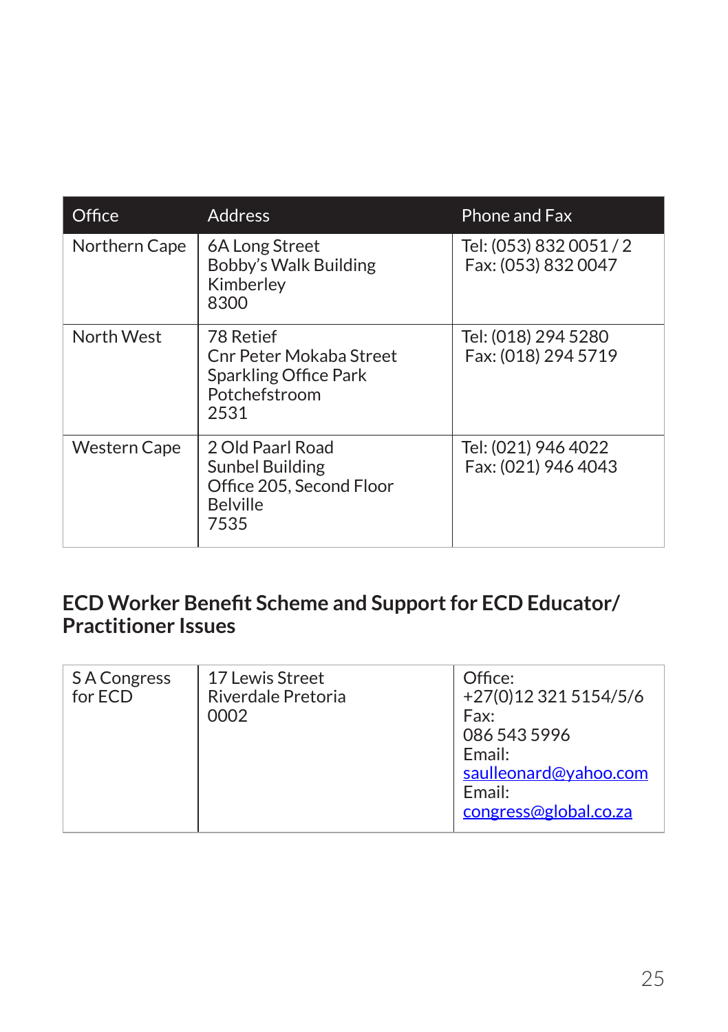| Office | Address | Phone and Fax |
|---|---|---|
| Northern Cape | 6A Long Street<br>Bobby's Walk Building<br>Kimberley<br>8300 | Tel: (053) 832 0051 / 2<br>Fax: (053) 832 0047 |
| North West | 78 Retief<br>Cnr Peter Mokaba Street<br>Sparkling Office Park<br>Potchefstroom<br>2531 | Tel: (018) 294 5280<br>Fax: (018) 294 5719 |
| Western Cape | 2 Old Paarl Road<br>Sunbel Building<br>Office 205, Second Floor<br>Belville<br>7535 | Tel: (021) 946 4022<br>Fax: (021) 946 4043 |

## ECD Worker Benefit Scheme and Support for ECD Educator/ Practitioner Issues

| | | |
|---|---|---|
| S A Congress for ECD | 17 Lewis Street<br>Riverdale Pretoria<br>0002 | Office:<br>+27(0)12 321 5154/5/6<br>Fax:<br>086 543 5996<br>Email:<br>saulleonard@yahoo.com<br>Email:<br>congress@global.co.za |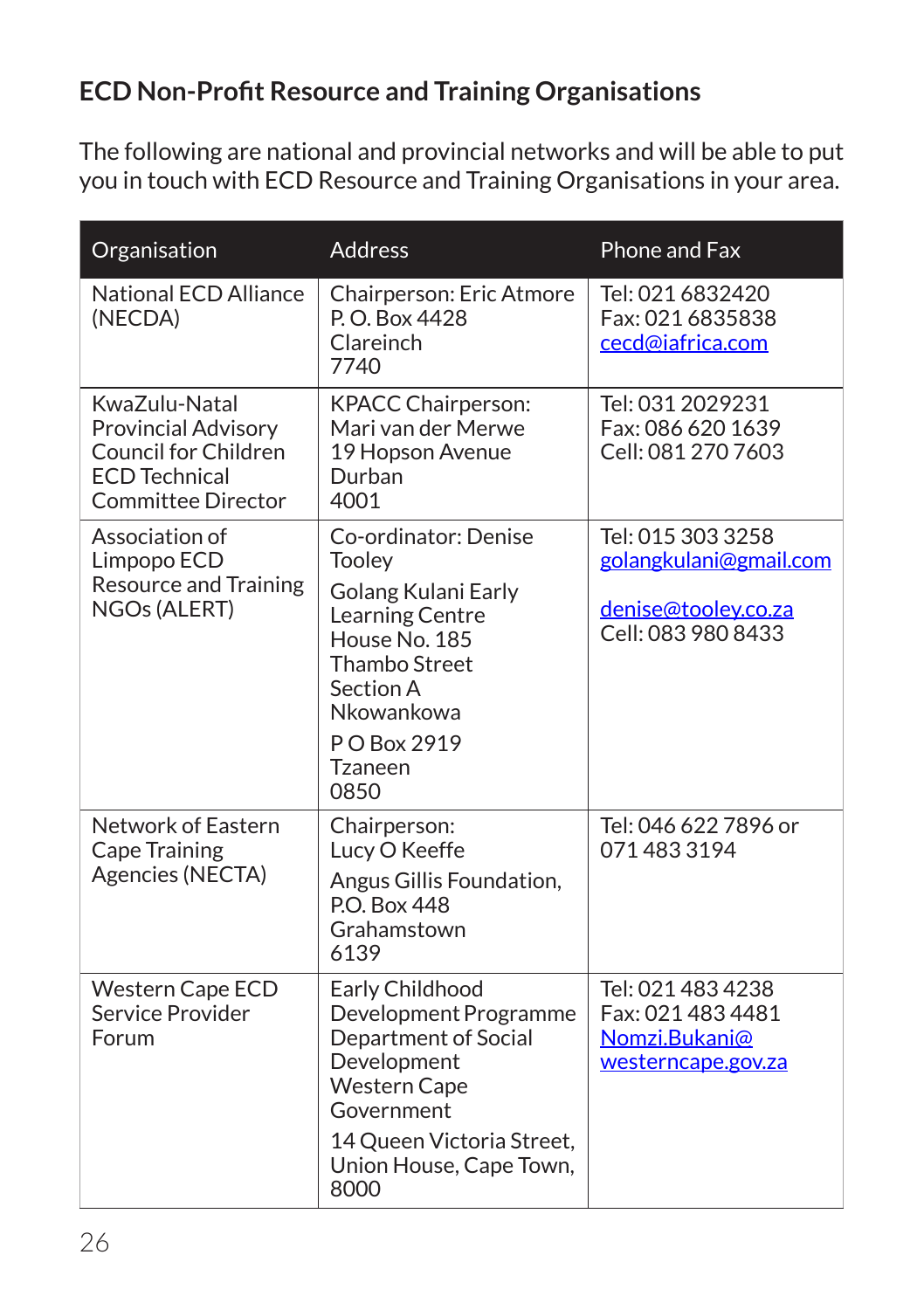## ECD Non-Profit Resource and Training Organisations

The following are national and provincial networks and will be able to put you in touch with ECD Resource and Training Organisations in your area.

| Organisation | Address | Phone and Fax |
|---|---|---|
| National ECD Alliance (NECDA) | Chairperson: Eric Atmore<br>P. O. Box 4428<br>Clareinch<br>7740 | Tel: 021 6832420<br>Fax: 021 6835838<br>cecd@iafrica.com |
| KwaZulu-Natal Provincial Advisory Council for Children ECD Technical Committee Director | KPACC Chairperson:<br>Mari van der Merwe<br>19 Hopson Avenue<br>Durban<br>4001 | Tel: 031 2029231<br>Fax: 086 620 1639<br>Cell: 081 270 7603 |
| Association of Limpopo ECD Resource and Training NGOs (ALERT) | Co-ordinator: Denise Tooley<br>Golang Kulani Early Learning Centre<br>House No. 185<br>Thambo Street<br>Section A<br>Nkowankowa<br>P O Box 2919<br>Tzaneen<br>0850 | Tel: 015 303 3258<br>golangkulani@gmail.com<br>denise@tooley.co.za<br>Cell: 083 980 8433 |
| Network of Eastern Cape Training Agencies (NECTA) | Chairperson:<br>Lucy O Keeffe<br>Angus Gillis Foundation,<br>P.O. Box 448<br>Grahamstown<br>6139 | Tel: 046 622 7896 or 071 483 3194 |
| Western Cape ECD Service Provider Forum | Early Childhood Development Programme Department of Social Development Western Cape Government<br>14 Queen Victoria Street, Union House, Cape Town, 8000 | Tel: 021 483 4238<br>Fax: 021 483 4481<br>Nomzi.Bukani@westerncape.gov.za |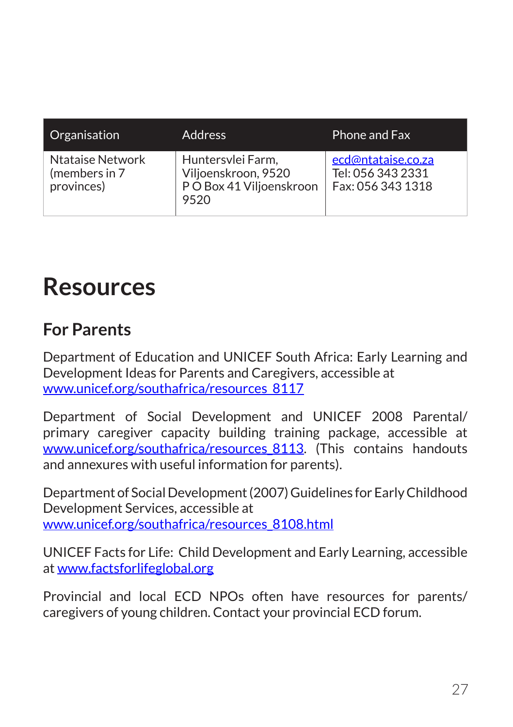| Organisation | Address | Phone and Fax |
| --- | --- | --- |
| Ntataise Network (members in 7 provinces) | Huntersvlei Farm, Viljoenskroon, 9520<br>P O Box 41 Viljoenskroon 9520 | ecd@ntataise.co.za<br>Tel: 056 343 2331<br>Fax: 056 343 1318 |

# Resources

## For Parents

Department of Education and UNICEF South Africa: Early Learning and Development Ideas for Parents and Caregivers, accessible at www.unicef.org/southafrica/resources_8117

Department of Social Development and UNICEF 2008 Parental/ primary caregiver capacity building training package, accessible at www.unicef.org/southafrica/resources_8113. (This contains handouts and annexures with useful information for parents).

Department of Social Development (2007) Guidelines for Early Childhood Development Services, accessible at www.unicef.org/southafrica/resources_8108.html

UNICEF Facts for Life: Child Development and Early Learning, accessible at www.factsforlifeglobal.org

Provincial and local ECD NPOs often have resources for parents/ caregivers of young children. Contact your provincial ECD forum.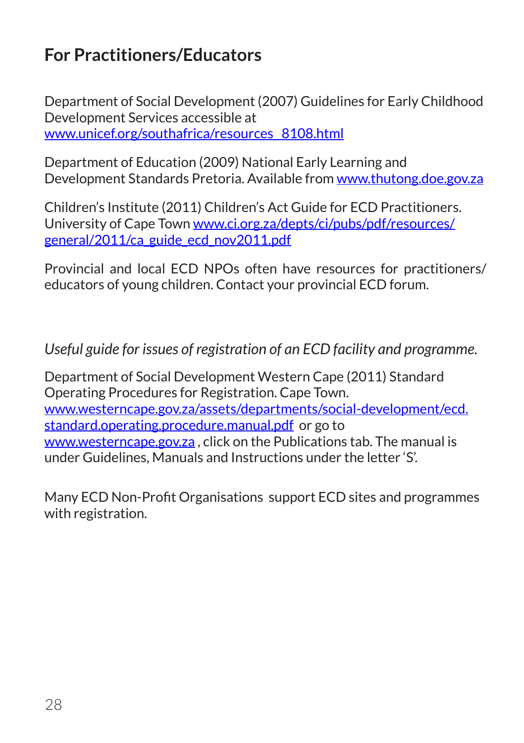## For Practitioners/Educators

Department of Social Development (2007) Guidelines for Early Childhood Development Services accessible at www.unicef.org/southafrica/resources_8108.html

Department of Education (2009) National Early Learning and Development Standards Pretoria. Available from www.thutong.doe.gov.za

Children's Institute (2011) Children's Act Guide for ECD Practitioners. University of Cape Town www.ci.org.za/depts/ci/pubs/pdf/resources/general/2011/ca_guide_ecd_nov2011.pdf

Provincial and local ECD NPOs often have resources for practitioners/educators of young children. Contact your provincial ECD forum.

*Useful guide for issues of registration of an ECD facility and programme.*

Department of Social Development Western Cape (2011) Standard Operating Procedures for Registration. Cape Town. www.westerncape.gov.za/assets/departments/social-development/ecd.standard.operating.procedure.manual.pdf or go to www.westerncape.gov.za , click on the Publications tab. The manual is under Guidelines, Manuals and Instructions under the letter 'S'.

Many ECD Non-Profit Organisations support ECD sites and programmes with registration.